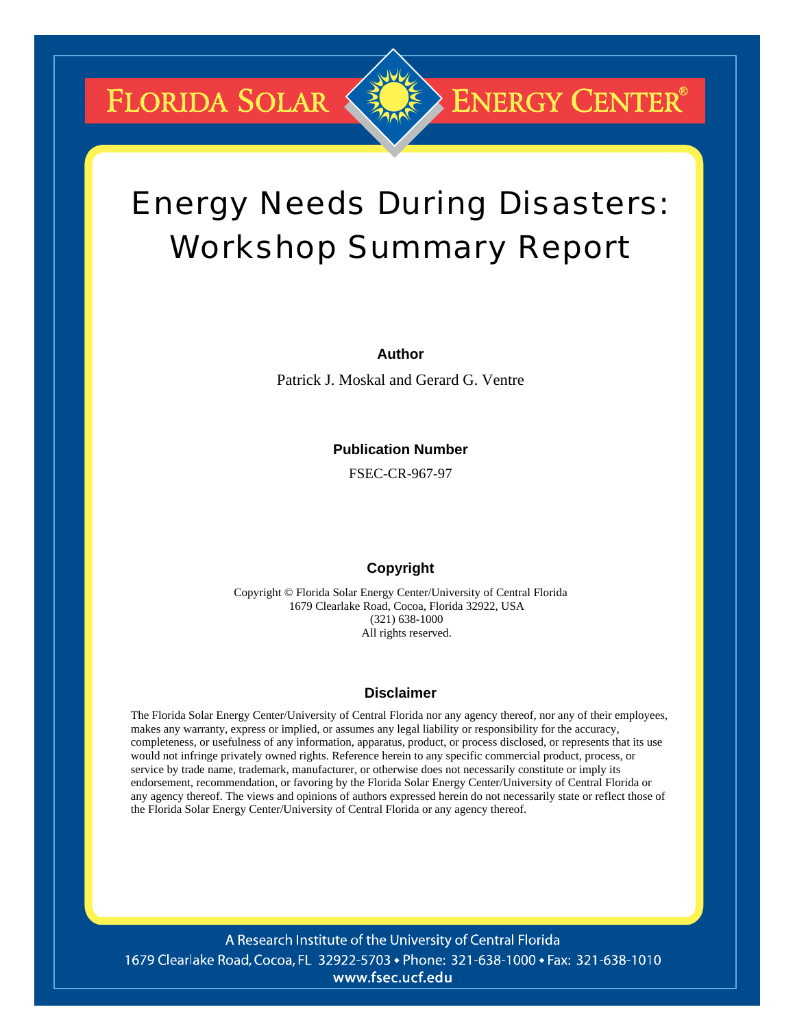# Florida Solar Energy Center®

# Energy Needs During Disasters: Workshop Summary Report

**Author**

Patrick J. Moskal and Gerard G. Ventre

**Publication Number**

FSEC-CR-967-97

**Copyright**

Copyright © Florida Solar Energy Center/University of Central Florida
1679 Clearlake Road, Cocoa, Florida 32922, USA
(321) 638-1000
All rights reserved.

**Disclaimer**

The Florida Solar Energy Center/University of Central Florida nor any agency thereof, nor any of their employees, makes any warranty, express or implied, or assumes any legal liability or responsibility for the accuracy, completeness, or usefulness of any information, apparatus, product, or process disclosed, or represents that its use would not infringe privately owned rights. Reference herein to any specific commercial product, process, or service by trade name, trademark, manufacturer, or otherwise does not necessarily constitute or imply its endorsement, recommendation, or favoring by the Florida Solar Energy Center/University of Central Florida or any agency thereof. The views and opinions of authors expressed herein do not necessarily state or reflect those of the Florida Solar Energy Center/University of Central Florida or any agency thereof.

A Research Institute of the University of Central Florida
1679 Clearlake Road, Cocoa, FL 32922-5703 • Phone: 321-638-1000 • Fax: 321-638-1010
www.fsec.ucf.edu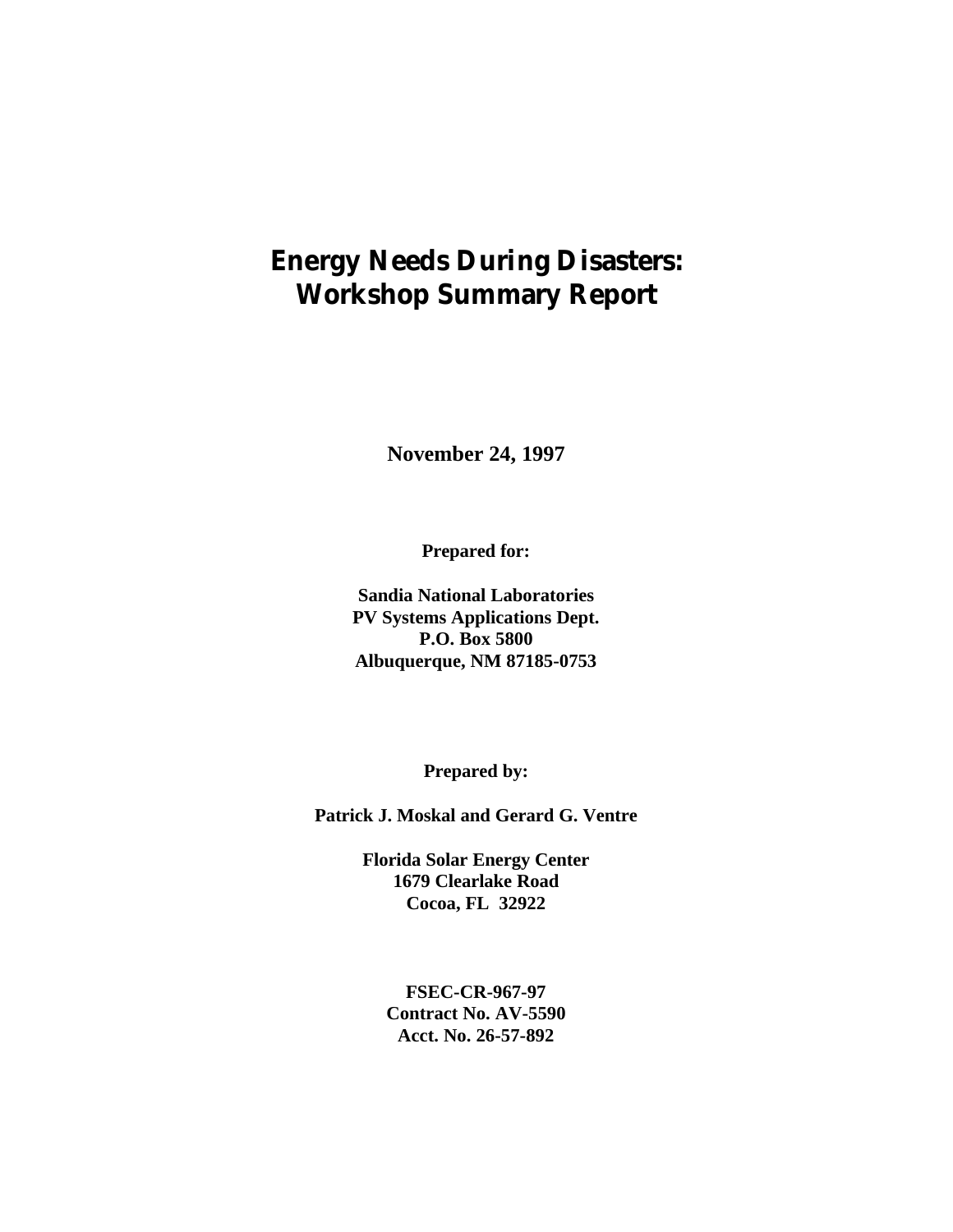# Energy Needs During Disasters: Workshop Summary Report

**November 24, 1997**

**Prepared for:**

**Sandia National Laboratories**
**PV Systems Applications Dept.**
**P.O. Box 5800**
**Albuquerque, NM 87185-0753**

**Prepared by:**

**Patrick J. Moskal and Gerard G. Ventre**

**Florida Solar Energy Center**
**1679 Clearlake Road**
**Cocoa, FL 32922**

**FSEC-CR-967-97**
**Contract No. AV-5590**
**Acct. No. 26-57-892**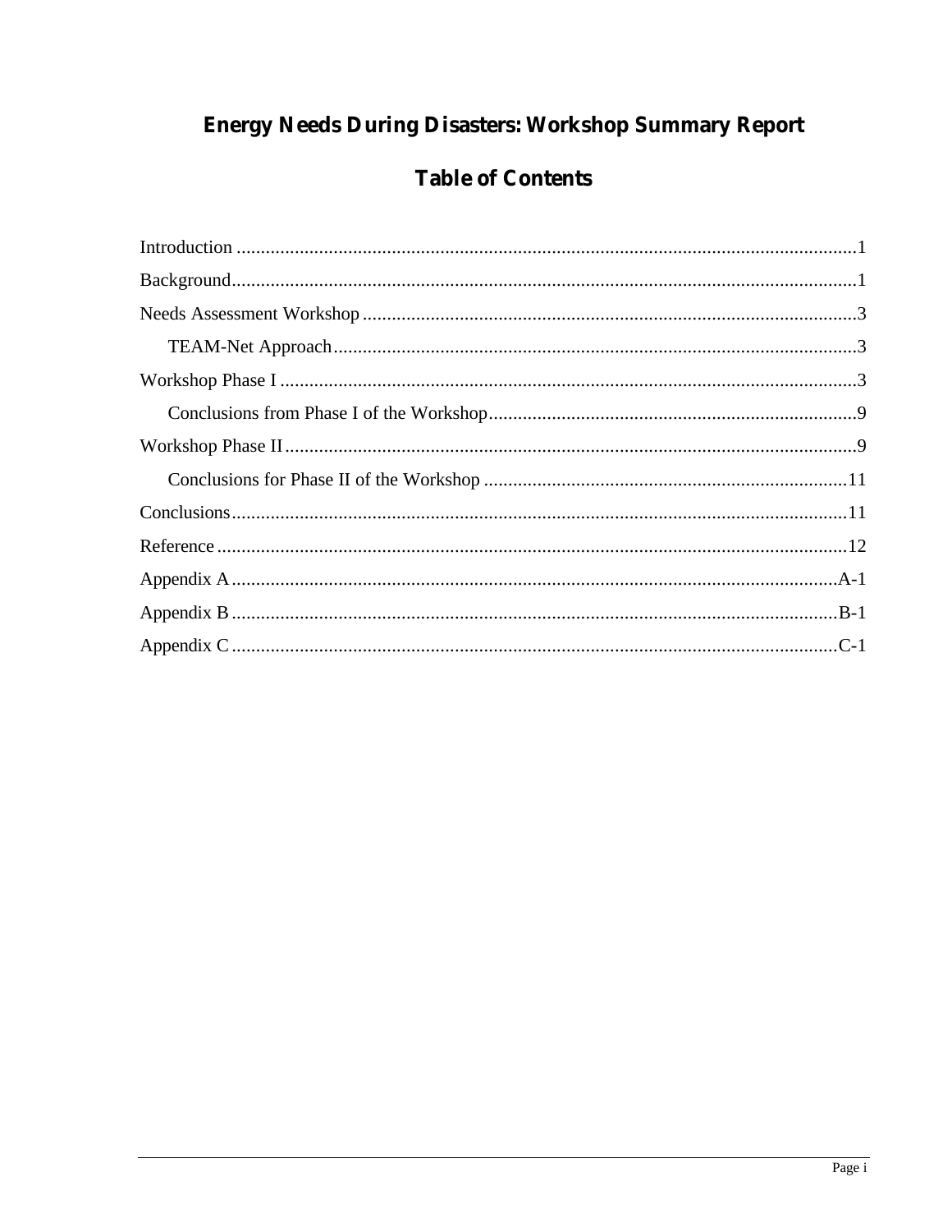# Energy Needs During Disasters: Workshop Summary Report

## Table of Contents

Introduction ........................................................................................................................1

Background..........................................................................................................................1

Needs Assessment Workshop .............................................................................................3

  TEAM-Net Approach.........................................................................................................3

Workshop Phase I ...............................................................................................................3

  Conclusions from Phase I of the Workshop........................................................................9

Workshop Phase II...............................................................................................................9

  Conclusions for Phase II of the Workshop .......................................................................11

Conclusions........................................................................................................................11

Reference ...........................................................................................................................12

Appendix A.......................................................................................................................A-1

Appendix B .......................................................................................................................B-1

Appendix C .......................................................................................................................C-1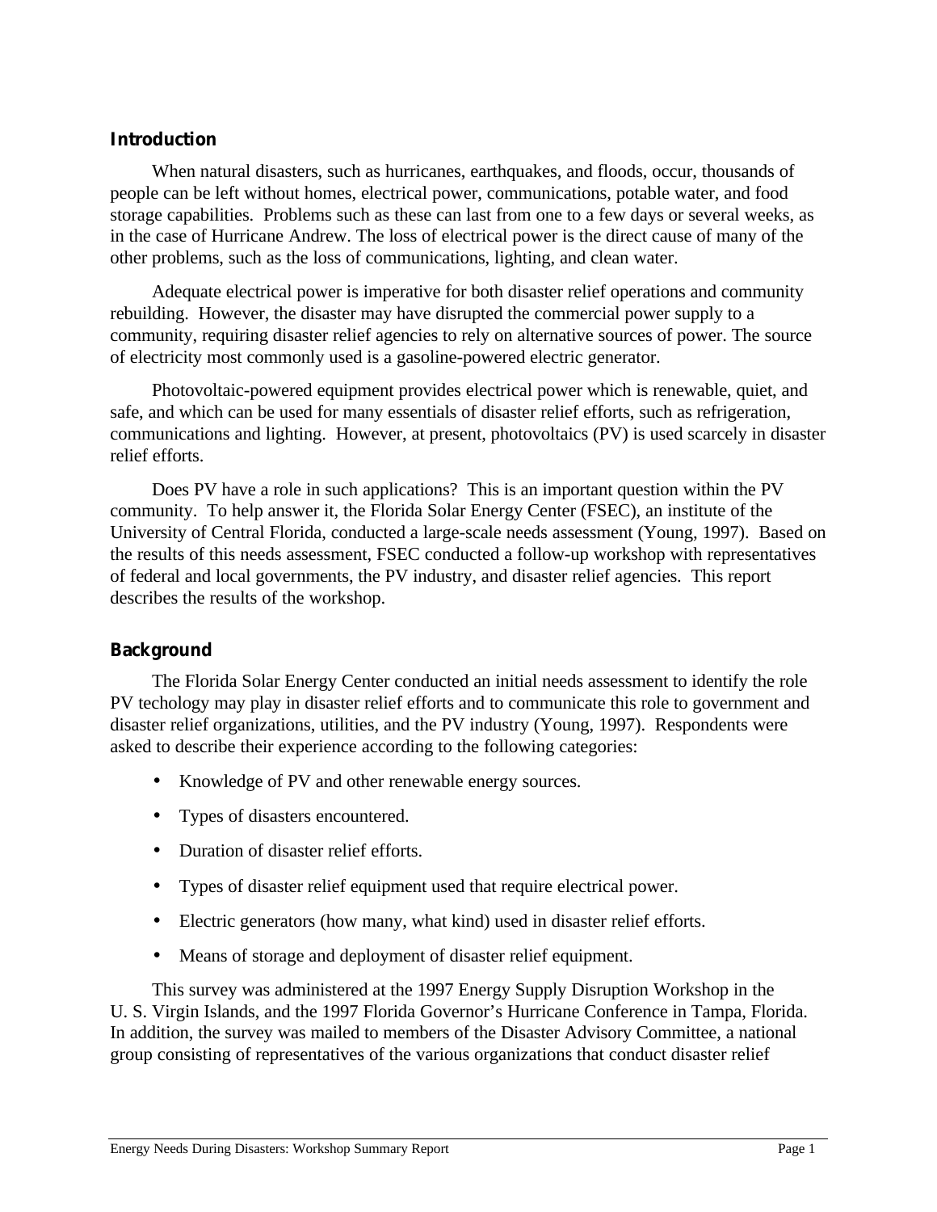## Introduction

When natural disasters, such as hurricanes, earthquakes, and floods, occur, thousands of people can be left without homes, electrical power, communications, potable water, and food storage capabilities. Problems such as these can last from one to a few days or several weeks, as in the case of Hurricane Andrew. The loss of electrical power is the direct cause of many of the other problems, such as the loss of communications, lighting, and clean water.

Adequate electrical power is imperative for both disaster relief operations and community rebuilding. However, the disaster may have disrupted the commercial power supply to a community, requiring disaster relief agencies to rely on alternative sources of power. The source of electricity most commonly used is a gasoline-powered electric generator.

Photovoltaic-powered equipment provides electrical power which is renewable, quiet, and safe, and which can be used for many essentials of disaster relief efforts, such as refrigeration, communications and lighting. However, at present, photovoltaics (PV) is used scarcely in disaster relief efforts.

Does PV have a role in such applications? This is an important question within the PV community. To help answer it, the Florida Solar Energy Center (FSEC), an institute of the University of Central Florida, conducted a large-scale needs assessment (Young, 1997). Based on the results of this needs assessment, FSEC conducted a follow-up workshop with representatives of federal and local governments, the PV industry, and disaster relief agencies. This report describes the results of the workshop.

## Background

The Florida Solar Energy Center conducted an initial needs assessment to identify the role PV techology may play in disaster relief efforts and to communicate this role to government and disaster relief organizations, utilities, and the PV industry (Young, 1997). Respondents were asked to describe their experience according to the following categories:

- Knowledge of PV and other renewable energy sources.
- Types of disasters encountered.
- Duration of disaster relief efforts.
- Types of disaster relief equipment used that require electrical power.
- Electric generators (how many, what kind) used in disaster relief efforts.
- Means of storage and deployment of disaster relief equipment.

This survey was administered at the 1997 Energy Supply Disruption Workshop in the U. S. Virgin Islands, and the 1997 Florida Governor's Hurricane Conference in Tampa, Florida. In addition, the survey was mailed to members of the Disaster Advisory Committee, a national group consisting of representatives of the various organizations that conduct disaster relief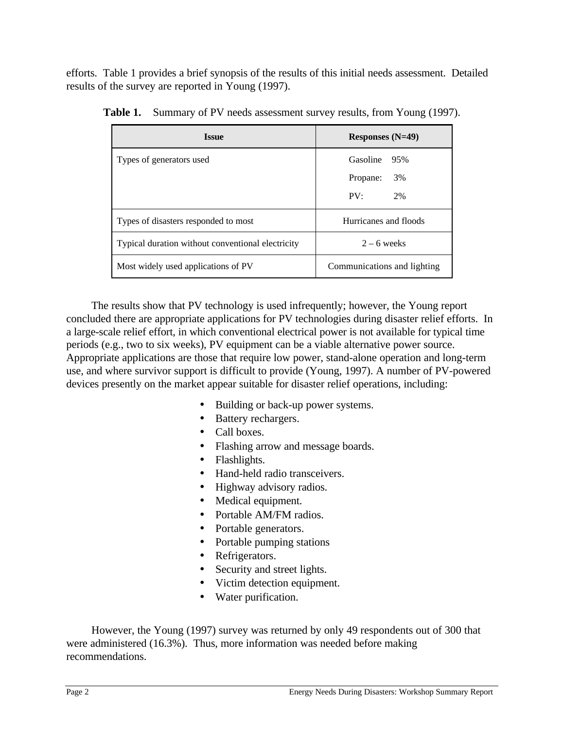efforts. Table 1 provides a brief synopsis of the results of this initial needs assessment. Detailed results of the survey are reported in Young (1997).

**Table 1.** Summary of PV needs assessment survey results, from Young (1997).

| Issue | Responses (N=49) |
|---|---|
| Types of generators used | Gasoline 95%<br>Propane: 3%<br>PV: 2% |
| Types of disasters responded to most | Hurricanes and floods |
| Typical duration without conventional electricity | 2 – 6 weeks |
| Most widely used applications of PV | Communications and lighting |

The results show that PV technology is used infrequently; however, the Young report concluded there are appropriate applications for PV technologies during disaster relief efforts. In a large-scale relief effort, in which conventional electrical power is not available for typical time periods (e.g., two to six weeks), PV equipment can be a viable alternative power source. Appropriate applications are those that require low power, stand-alone operation and long-term use, and where survivor support is difficult to provide (Young, 1997). A number of PV-powered devices presently on the market appear suitable for disaster relief operations, including:

- Building or back-up power systems.
- Battery rechargers.
- Call boxes.
- Flashing arrow and message boards.
- Flashlights.
- Hand-held radio transceivers.
- Highway advisory radios.
- Medical equipment.
- Portable AM/FM radios.
- Portable generators.
- Portable pumping stations
- Refrigerators.
- Security and street lights.
- Victim detection equipment.
- Water purification.

However, the Young (1997) survey was returned by only 49 respondents out of 300 that were administered (16.3%). Thus, more information was needed before making recommendations.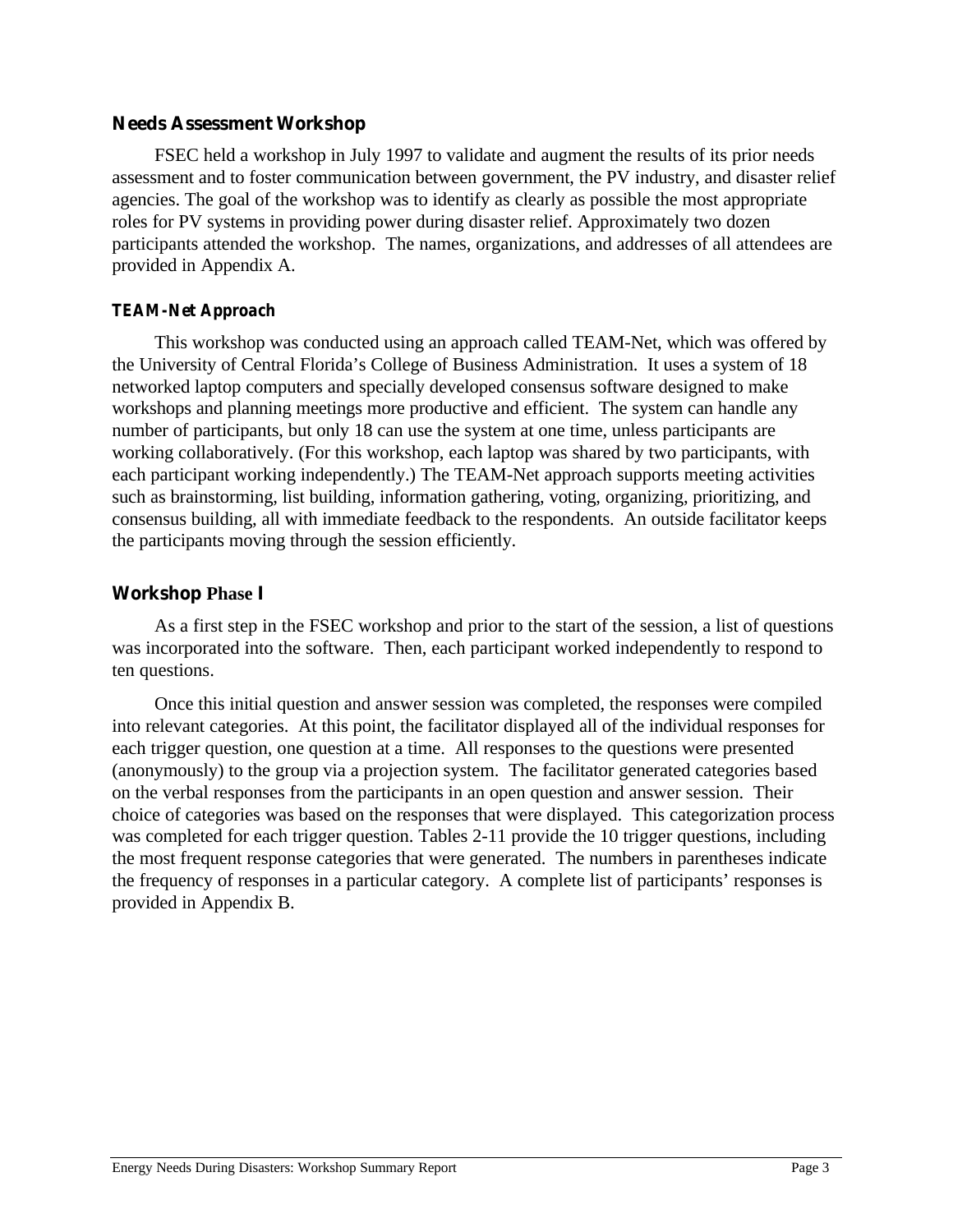## Needs Assessment Workshop

FSEC held a workshop in July 1997 to validate and augment the results of its prior needs assessment and to foster communication between government, the PV industry, and disaster relief agencies. The goal of the workshop was to identify as clearly as possible the most appropriate roles for PV systems in providing power during disaster relief. Approximately two dozen participants attended the workshop. The names, organizations, and addresses of all attendees are provided in Appendix A.

### TEAM-Net Approach

This workshop was conducted using an approach called TEAM-Net, which was offered by the University of Central Florida's College of Business Administration. It uses a system of 18 networked laptop computers and specially developed consensus software designed to make workshops and planning meetings more productive and efficient. The system can handle any number of participants, but only 18 can use the system at one time, unless participants are working collaboratively. (For this workshop, each laptop was shared by two participants, with each participant working independently.) The TEAM-Net approach supports meeting activities such as brainstorming, list building, information gathering, voting, organizing, prioritizing, and consensus building, all with immediate feedback to the respondents. An outside facilitator keeps the participants moving through the session efficiently.

## Workshop Phase I

As a first step in the FSEC workshop and prior to the start of the session, a list of questions was incorporated into the software. Then, each participant worked independently to respond to ten questions.

Once this initial question and answer session was completed, the responses were compiled into relevant categories. At this point, the facilitator displayed all of the individual responses for each trigger question, one question at a time. All responses to the questions were presented (anonymously) to the group via a projection system. The facilitator generated categories based on the verbal responses from the participants in an open question and answer session. Their choice of categories was based on the responses that were displayed. This categorization process was completed for each trigger question. Tables 2-11 provide the 10 trigger questions, including the most frequent response categories that were generated. The numbers in parentheses indicate the frequency of responses in a particular category. A complete list of participants' responses is provided in Appendix B.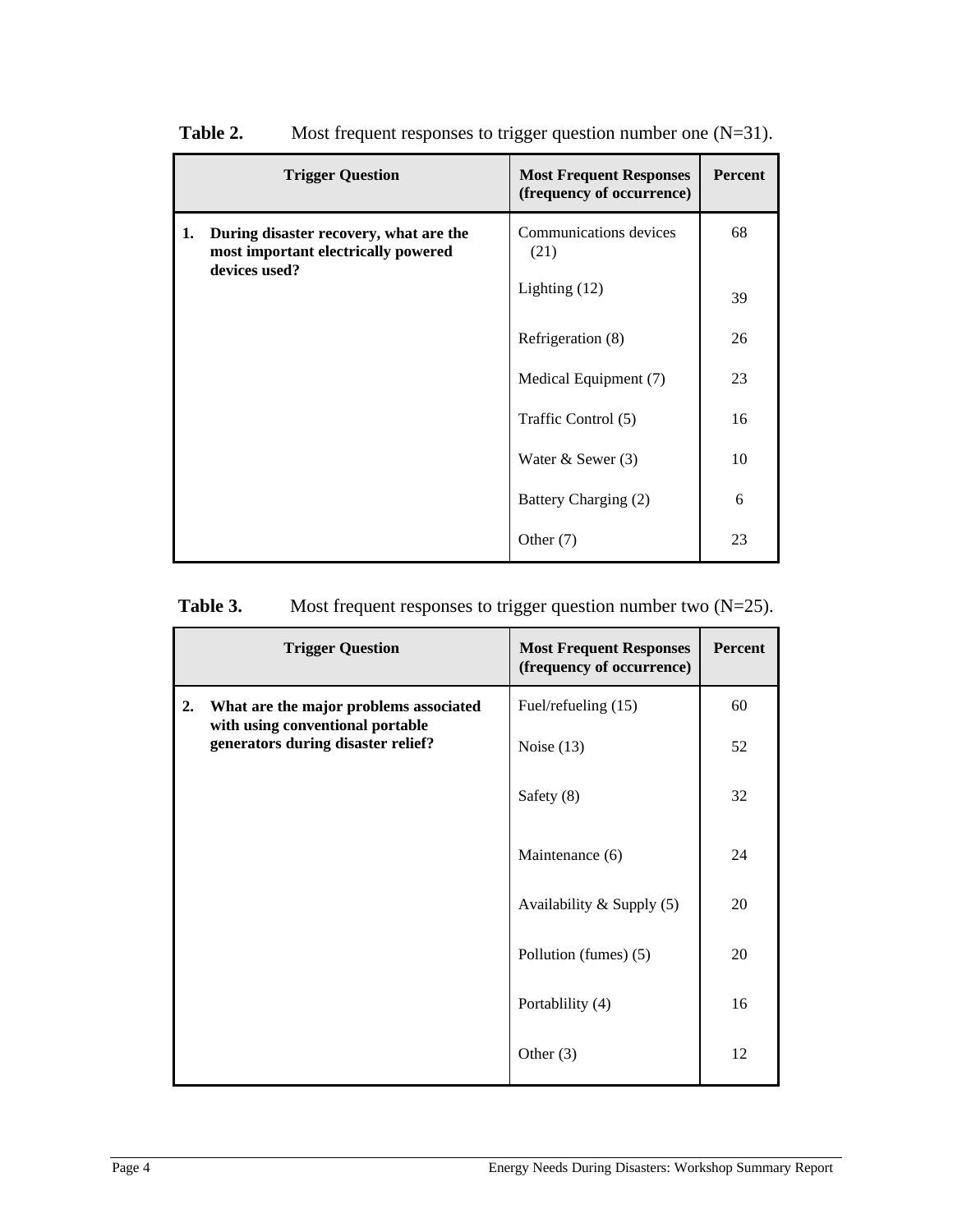**Table 2.** Most frequent responses to trigger question number one (N=31).

| Trigger Question | Most Frequent Responses (frequency of occurrence) | Percent |
|---|---|---|
| **1. During disaster recovery, what are the most important electrically powered devices used?** | Communications devices (21) | 68 |
| | Lighting (12) | 39 |
| | Refrigeration (8) | 26 |
| | Medical Equipment (7) | 23 |
| | Traffic Control (5) | 16 |
| | Water & Sewer (3) | 10 |
| | Battery Charging (2) | 6 |
| | Other (7) | 23 |

**Table 3.** Most frequent responses to trigger question number two (N=25).

| Trigger Question | Most Frequent Responses (frequency of occurrence) | Percent |
|---|---|---|
| **2. What are the major problems associated with using conventional portable generators during disaster relief?** | Fuel/refueling (15) | 60 |
| | Noise (13) | 52 |
| | Safety (8) | 32 |
| | Maintenance (6) | 24 |
| | Availability & Supply (5) | 20 |
| | Pollution (fumes) (5) | 20 |
| | Portablility (4) | 16 |
| | Other (3) | 12 |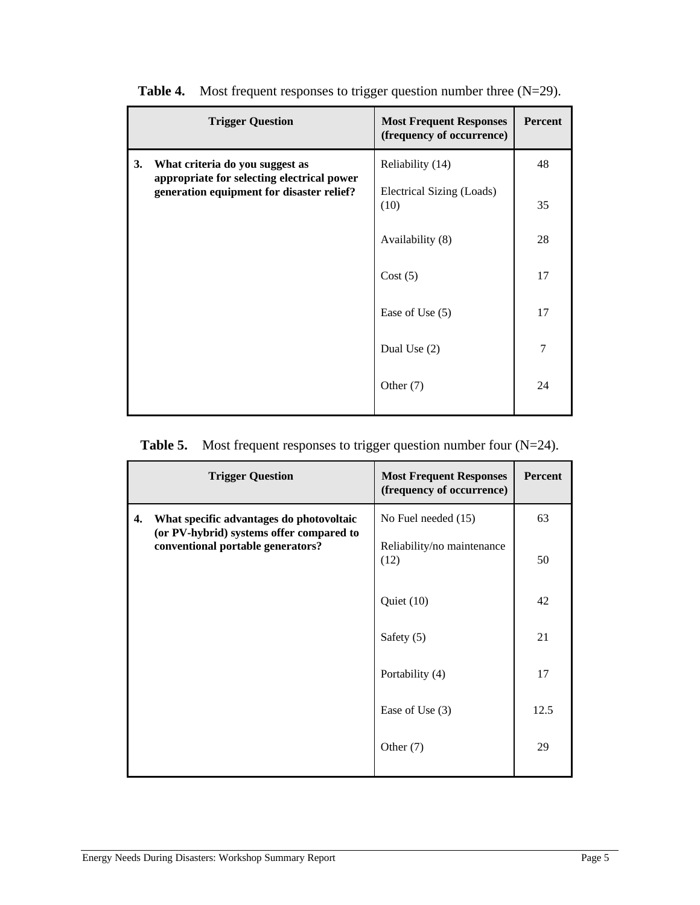**Table 4.** Most frequent responses to trigger question number three (N=29).

| Trigger Question | Most Frequent Responses (frequency of occurrence) | Percent |
|---|---|---|
| **3. What criteria do you suggest as appropriate for selecting electrical power generation equipment for disaster relief?** | Reliability (14) | 48 |
| | Electrical Sizing (Loads) (10) | 35 |
| | Availability (8) | 28 |
| | Cost (5) | 17 |
| | Ease of Use (5) | 17 |
| | Dual Use (2) | 7 |
| | Other (7) | 24 |

**Table 5.** Most frequent responses to trigger question number four (N=24).

| Trigger Question | Most Frequent Responses (frequency of occurrence) | Percent |
|---|---|---|
| **4. What specific advantages do photovoltaic (or PV-hybrid) systems offer compared to conventional portable generators?** | No Fuel needed (15) | 63 |
| | Reliability/no maintenance (12) | 50 |
| | Quiet (10) | 42 |
| | Safety (5) | 21 |
| | Portability (4) | 17 |
| | Ease of Use (3) | 12.5 |
| | Other (7) | 29 |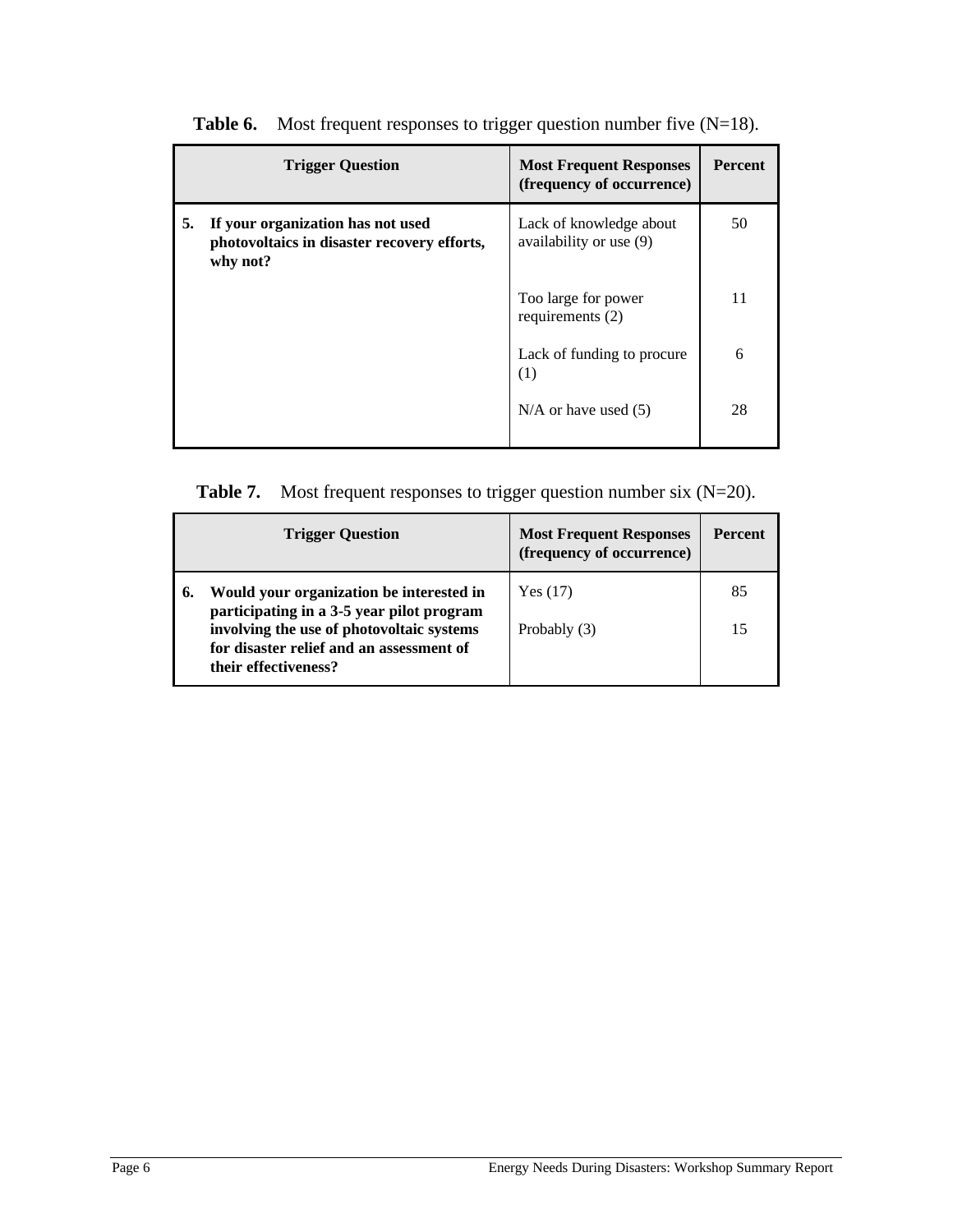**Table 6.** Most frequent responses to trigger question number five (N=18).

| Trigger Question | Most Frequent Responses (frequency of occurrence) | Percent |
|---|---|---|
| **5. If your organization has not used photovoltaics in disaster recovery efforts, why not?** | Lack of knowledge about availability or use (9) | 50 |
| | Too large for power requirements (2) | 11 |
| | Lack of funding to procure (1) | 6 |
| | N/A or have used (5) | 28 |

**Table 7.** Most frequent responses to trigger question number six (N=20).

| Trigger Question | Most Frequent Responses (frequency of occurrence) | Percent |
|---|---|---|
| **6. Would your organization be interested in participating in a 3-5 year pilot program involving the use of photovoltaic systems for disaster relief and an assessment of their effectiveness?** | Yes (17) | 85 |
| | Probably (3) | 15 |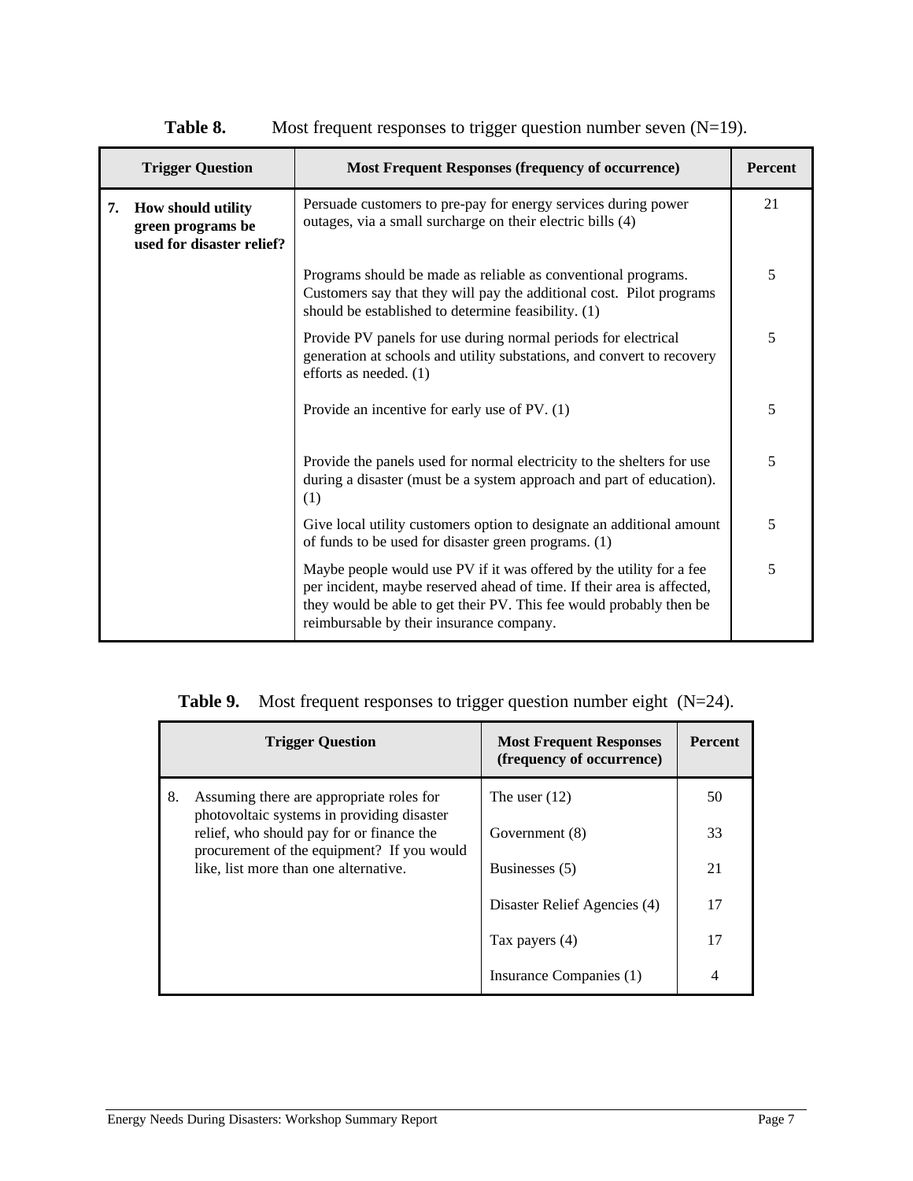**Table 8.** Most frequent responses to trigger question number seven (N=19).

| Trigger Question | Most Frequent Responses (frequency of occurrence) | Percent |
|---|---|---|
| **7. How should utility green programs be used for disaster relief?** | Persuade customers to pre-pay for energy services during power outages, via a small surcharge on their electric bills (4) | 21 |
| | Programs should be made as reliable as conventional programs. Customers say that they will pay the additional cost. Pilot programs should be established to determine feasibility. (1) | 5 |
| | Provide PV panels for use during normal periods for electrical generation at schools and utility substations, and convert to recovery efforts as needed. (1) | 5 |
| | Provide an incentive for early use of PV. (1) | 5 |
| | Provide the panels used for normal electricity to the shelters for use during a disaster (must be a system approach and part of education). (1) | 5 |
| | Give local utility customers option to designate an additional amount of funds to be used for disaster green programs. (1) | 5 |
| | Maybe people would use PV if it was offered by the utility for a fee per incident, maybe reserved ahead of time. If their area is affected, they would be able to get their PV. This fee would probably then be reimbursable by their insurance company. | 5 |

**Table 9.** Most frequent responses to trigger question number eight (N=24).

| Trigger Question | Most Frequent Responses (frequency of occurrence) | Percent |
|---|---|---|
| 8. Assuming there are appropriate roles for photovoltaic systems in providing disaster relief, who should pay for or finance the procurement of the equipment? If you would like, list more than one alternative. | The user (12) | 50 |
| | Government (8) | 33 |
| | Businesses (5) | 21 |
| | Disaster Relief Agencies (4) | 17 |
| | Tax payers (4) | 17 |
| | Insurance Companies (1) | 4 |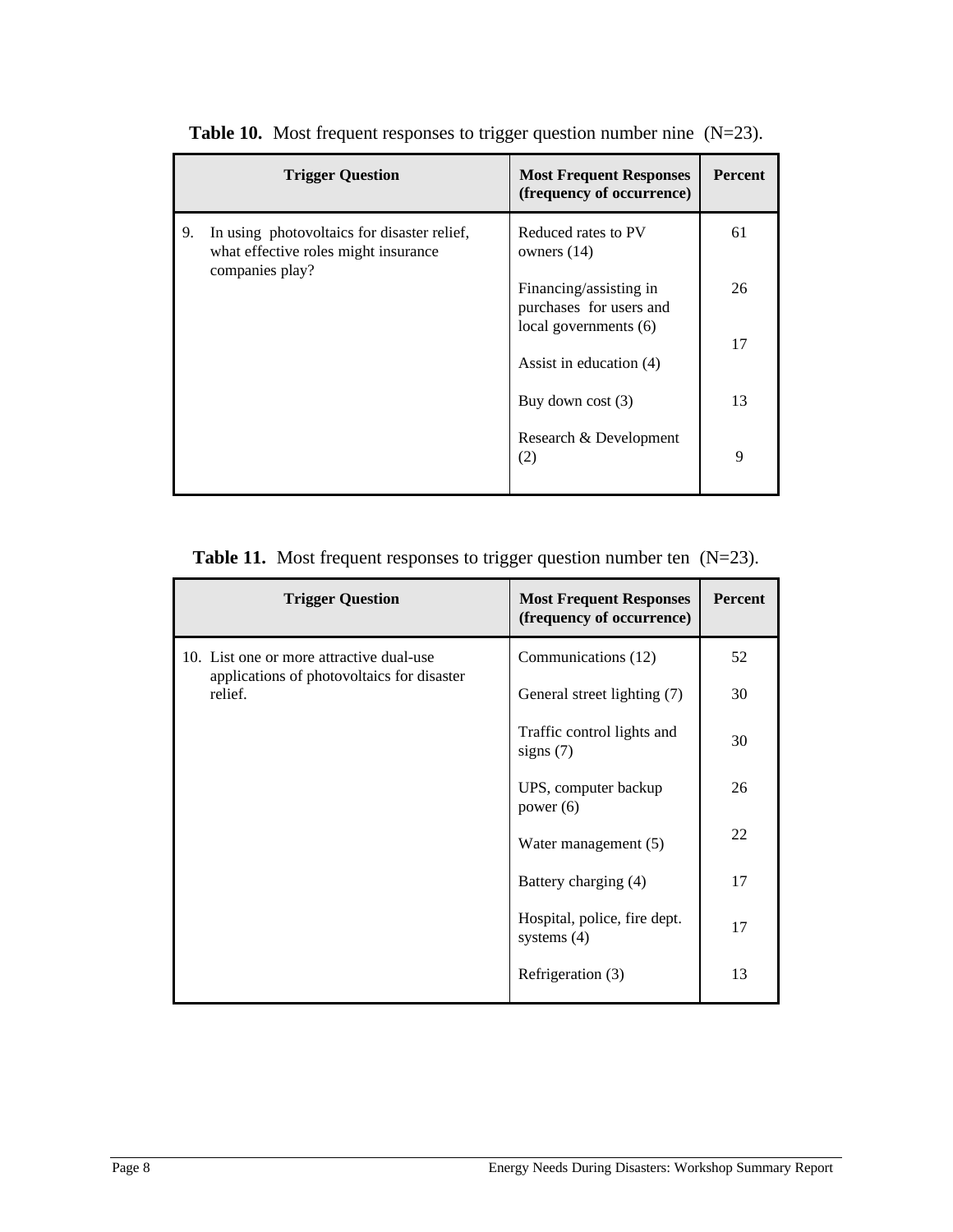**Table 10.** Most frequent responses to trigger question number nine (N=23).

| Trigger Question | Most Frequent Responses (frequency of occurrence) | Percent |
|---|---|---|
| 9. In using photovoltaics for disaster relief, what effective roles might insurance companies play? | Reduced rates to PV owners (14) | 61 |
| | Financing/assisting in purchases for users and local governments (6) | 26 |
| | Assist in education (4) | 17 |
| | Buy down cost (3) | 13 |
| | Research & Development (2) | 9 |

**Table 11.** Most frequent responses to trigger question number ten (N=23).

| Trigger Question | Most Frequent Responses (frequency of occurrence) | Percent |
|---|---|---|
| 10. List one or more attractive dual-use applications of photovoltaics for disaster relief. | Communications (12) | 52 |
| | General street lighting (7) | 30 |
| | Traffic control lights and signs (7) | 30 |
| | UPS, computer backup power (6) | 26 |
| | Water management (5) | 22 |
| | Battery charging (4) | 17 |
| | Hospital, police, fire dept. systems (4) | 17 |
| | Refrigeration (3) | 13 |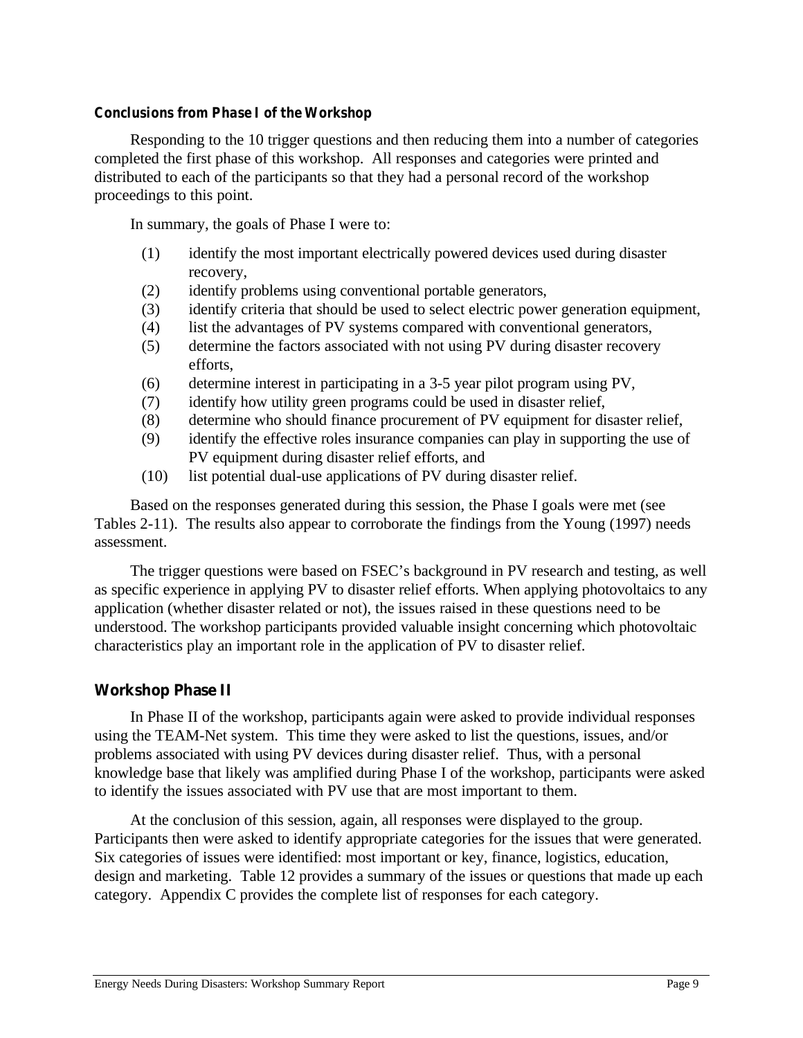### Conclusions from Phase I of the Workshop

Responding to the 10 trigger questions and then reducing them into a number of categories completed the first phase of this workshop. All responses and categories were printed and distributed to each of the participants so that they had a personal record of the workshop proceedings to this point.

In summary, the goals of Phase I were to:

(1) identify the most important electrically powered devices used during disaster recovery,
(2) identify problems using conventional portable generators,
(3) identify criteria that should be used to select electric power generation equipment,
(4) list the advantages of PV systems compared with conventional generators,
(5) determine the factors associated with not using PV during disaster recovery efforts,
(6) determine interest in participating in a 3-5 year pilot program using PV,
(7) identify how utility green programs could be used in disaster relief,
(8) determine who should finance procurement of PV equipment for disaster relief,
(9) identify the effective roles insurance companies can play in supporting the use of PV equipment during disaster relief efforts, and
(10) list potential dual-use applications of PV during disaster relief.

Based on the responses generated during this session, the Phase I goals were met (see Tables 2-11). The results also appear to corroborate the findings from the Young (1997) needs assessment.

The trigger questions were based on FSEC's background in PV research and testing, as well as specific experience in applying PV to disaster relief efforts. When applying photovoltaics to any application (whether disaster related or not), the issues raised in these questions need to be understood. The workshop participants provided valuable insight concerning which photovoltaic characteristics play an important role in the application of PV to disaster relief.

## Workshop Phase II

In Phase II of the workshop, participants again were asked to provide individual responses using the TEAM-Net system. This time they were asked to list the questions, issues, and/or problems associated with using PV devices during disaster relief. Thus, with a personal knowledge base that likely was amplified during Phase I of the workshop, participants were asked to identify the issues associated with PV use that are most important to them.

At the conclusion of this session, again, all responses were displayed to the group. Participants then were asked to identify appropriate categories for the issues that were generated. Six categories of issues were identified: most important or key, finance, logistics, education, design and marketing. Table 12 provides a summary of the issues or questions that made up each category. Appendix C provides the complete list of responses for each category.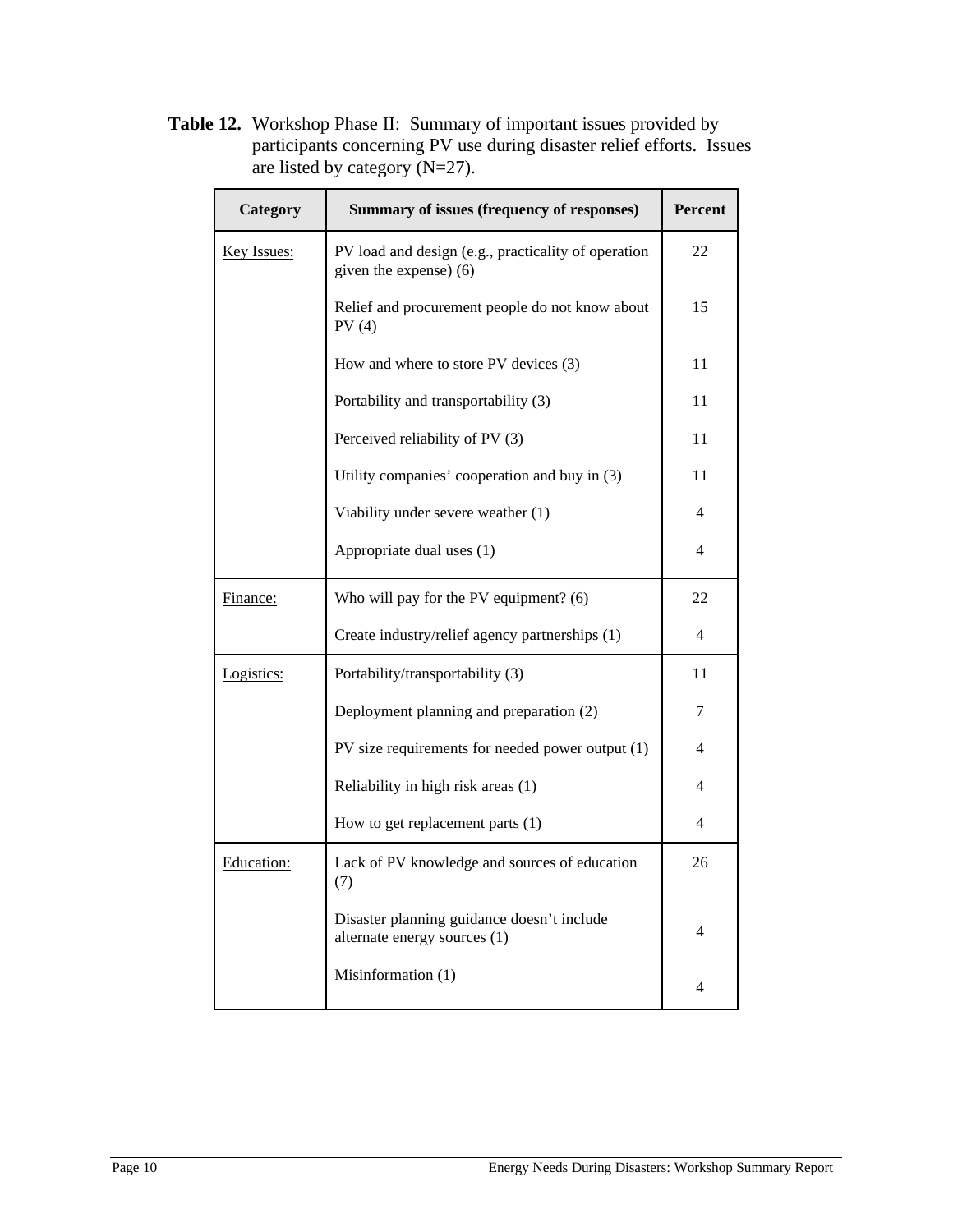**Table 12.** Workshop Phase II: Summary of important issues provided by participants concerning PV use during disaster relief efforts. Issues are listed by category (N=27).

| Category | Summary of issues (frequency of responses) | Percent |
|---|---|---|
| Key Issues: | PV load and design (e.g., practicality of operation given the expense) (6) | 22 |
| | Relief and procurement people do not know about PV (4) | 15 |
| | How and where to store PV devices (3) | 11 |
| | Portability and transportability (3) | 11 |
| | Perceived reliability of PV (3) | 11 |
| | Utility companies' cooperation and buy in (3) | 11 |
| | Viability under severe weather (1) | 4 |
| | Appropriate dual uses (1) | 4 |
| Finance: | Who will pay for the PV equipment? (6) | 22 |
| | Create industry/relief agency partnerships (1) | 4 |
| Logistics: | Portability/transportability (3) | 11 |
| | Deployment planning and preparation (2) | 7 |
| | PV size requirements for needed power output (1) | 4 |
| | Reliability in high risk areas (1) | 4 |
| | How to get replacement parts (1) | 4 |
| Education: | Lack of PV knowledge and sources of education (7) | 26 |
| | Disaster planning guidance doesn't include alternate energy sources (1) | 4 |
| | Misinformation (1) | 4 |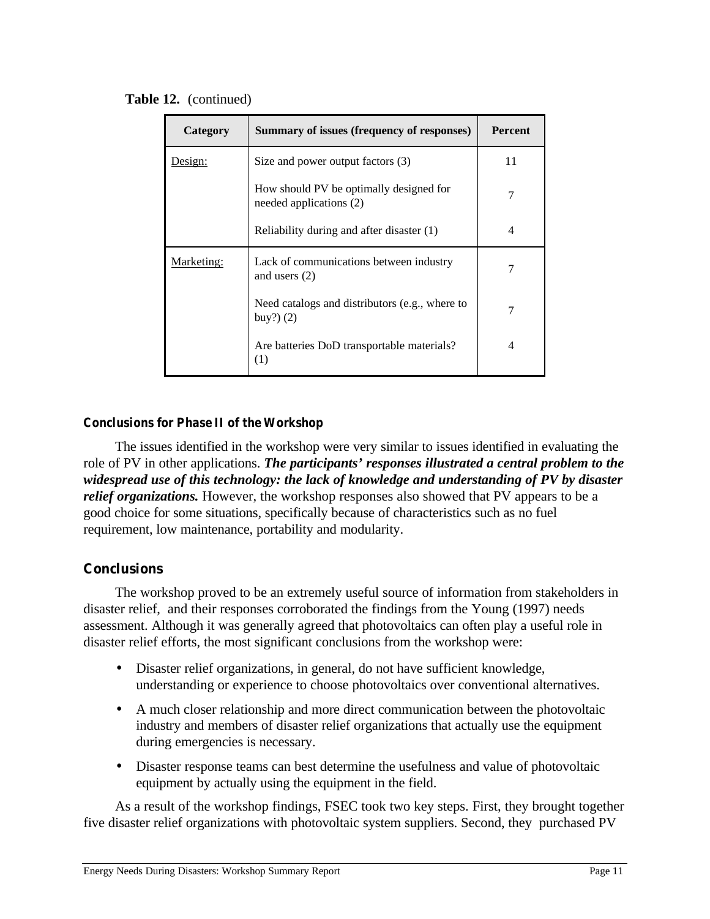**Table 12.** (continued)

| Category | Summary of issues (frequency of responses) | Percent |
|---|---|---|
| Design: | Size and power output factors (3) | 11 |
| | How should PV be optimally designed for needed applications (2) | 7 |
| | Reliability during and after disaster (1) | 4 |
| Marketing: | Lack of communications between industry and users (2) | 7 |
| | Need catalogs and distributors (e.g., where to buy?) (2) | 7 |
| | Are batteries DoD transportable materials? (1) | 4 |

### Conclusions for Phase II of the Workshop

The issues identified in the workshop were very similar to issues identified in evaluating the role of PV in other applications. ***The participants' responses illustrated a central problem to the widespread use of this technology: the lack of knowledge and understanding of PV by disaster relief organizations.*** However, the workshop responses also showed that PV appears to be a good choice for some situations, specifically because of characteristics such as no fuel requirement, low maintenance, portability and modularity.

## Conclusions

The workshop proved to be an extremely useful source of information from stakeholders in disaster relief, and their responses corroborated the findings from the Young (1997) needs assessment. Although it was generally agreed that photovoltaics can often play a useful role in disaster relief efforts, the most significant conclusions from the workshop were:

- Disaster relief organizations, in general, do not have sufficient knowledge, understanding or experience to choose photovoltaics over conventional alternatives.
- A much closer relationship and more direct communication between the photovoltaic industry and members of disaster relief organizations that actually use the equipment during emergencies is necessary.
- Disaster response teams can best determine the usefulness and value of photovoltaic equipment by actually using the equipment in the field.

As a result of the workshop findings, FSEC took two key steps. First, they brought together five disaster relief organizations with photovoltaic system suppliers. Second, they purchased PV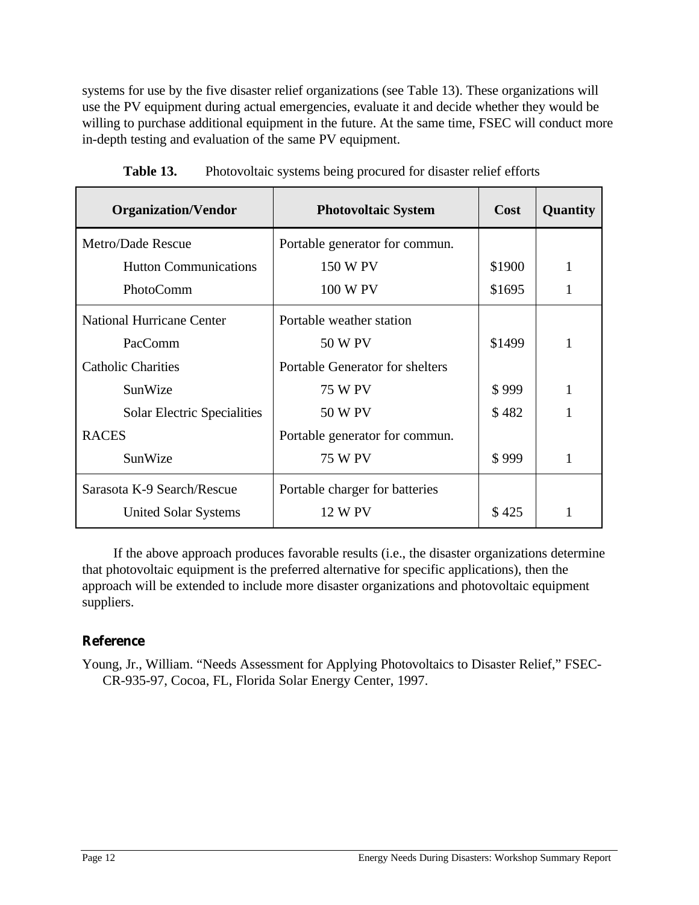systems for use by the five disaster relief organizations (see Table 13). These organizations will use the PV equipment during actual emergencies, evaluate it and decide whether they would be willing to purchase additional equipment in the future. At the same time, FSEC will conduct more in-depth testing and evaluation of the same PV equipment.

**Table 13.** Photovoltaic systems being procured for disaster relief efforts

| Organization/Vendor | Photovoltaic System | Cost | Quantity |
|---|---|---|---|
| Metro/Dade Rescue | Portable generator for commun. | | |
| Hutton Communications | 150 W PV | $1900 | 1 |
| PhotoComm | 100 W PV | $1695 | 1 |
| National Hurricane Center | Portable weather station | | |
| PacComm | 50 W PV | $1499 | 1 |
| Catholic Charities | Portable Generator for shelters | | |
| SunWize | 75 W PV | $ 999 | 1 |
| Solar Electric Specialities | 50 W PV | $ 482 | 1 |
| RACES | Portable generator for commun. | | |
| SunWize | 75 W PV | $ 999 | 1 |
| Sarasota K-9 Search/Rescue | Portable charger for batteries | | |
| United Solar Systems | 12 W PV | $ 425 | 1 |

If the above approach produces favorable results (i.e., the disaster organizations determine that photovoltaic equipment is the preferred alternative for specific applications), then the approach will be extended to include more disaster organizations and photovoltaic equipment suppliers.

## Reference

Young, Jr., William. "Needs Assessment for Applying Photovoltaics to Disaster Relief," FSEC-CR-935-97, Cocoa, FL, Florida Solar Energy Center, 1997.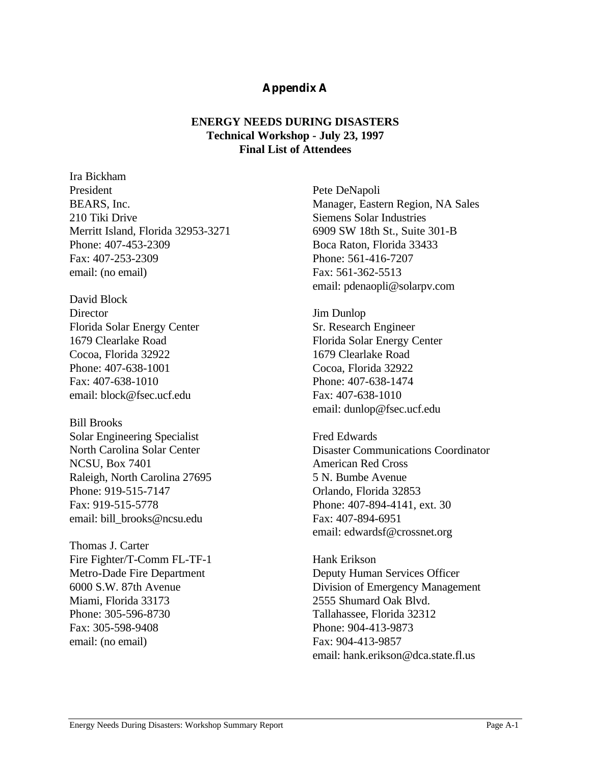# Appendix A

**ENERGY NEEDS DURING DISASTERS**
**Technical Workshop - July 23, 1997**
**Final List of Attendees**

Ira Bickham
President
BEARS, Inc.
210 Tiki Drive
Merritt Island, Florida 32953-3271
Phone: 407-453-2309
Fax: 407-253-2309
email: (no email)

David Block
Director
Florida Solar Energy Center
1679 Clearlake Road
Cocoa, Florida 32922
Phone: 407-638-1001
Fax: 407-638-1010
email: block@fsec.ucf.edu

Bill Brooks
Solar Engineering Specialist
North Carolina Solar Center
NCSU, Box 7401
Raleigh, North Carolina 27695
Phone: 919-515-7147
Fax: 919-515-5778
email: bill_brooks@ncsu.edu

Thomas J. Carter
Fire Fighter/T-Comm FL-TF-1
Metro-Dade Fire Department
6000 S.W. 87th Avenue
Miami, Florida 33173
Phone: 305-596-8730
Fax: 305-598-9408
email: (no email)

Pete DeNapoli
Manager, Eastern Region, NA Sales
Siemens Solar Industries
6909 SW 18th St., Suite 301-B
Boca Raton, Florida 33433
Phone: 561-416-7207
Fax: 561-362-5513
email: pdenaopli@solarpv.com

Jim Dunlop
Sr. Research Engineer
Florida Solar Energy Center
1679 Clearlake Road
Cocoa, Florida 32922
Phone: 407-638-1474
Fax: 407-638-1010
email: dunlop@fsec.ucf.edu

Fred Edwards
Disaster Communications Coordinator
American Red Cross
5 N. Bumbe Avenue
Orlando, Florida 32853
Phone: 407-894-4141, ext. 30
Fax: 407-894-6951
email: edwardsf@crossnet.org

Hank Erikson
Deputy Human Services Officer
Division of Emergency Management
2555 Shumard Oak Blvd.
Tallahassee, Florida 32312
Phone: 904-413-9873
Fax: 904-413-9857
email: hank.erikson@dca.state.fl.us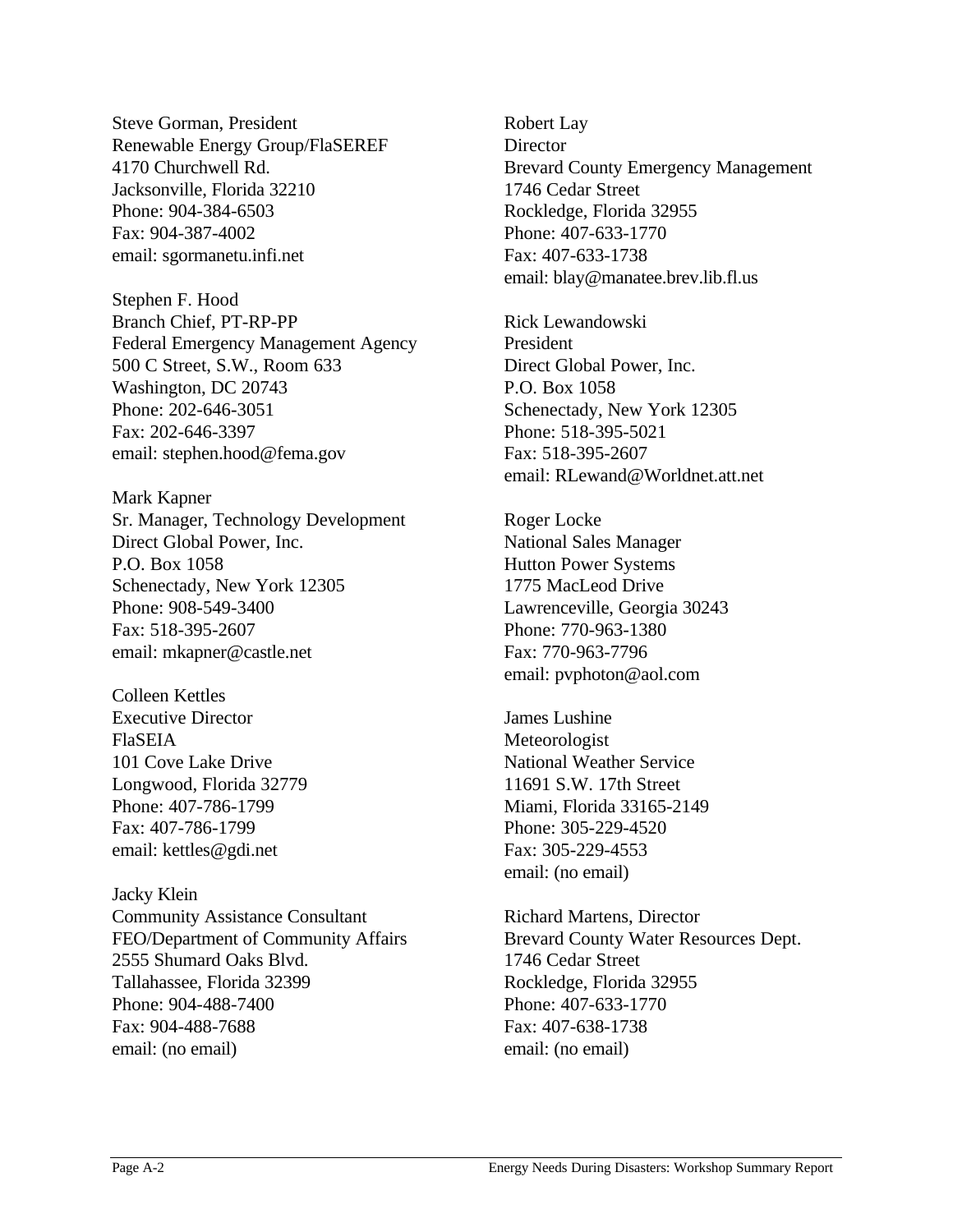Steve Gorman, President
Renewable Energy Group/FlaSEREF
4170 Churchwell Rd.
Jacksonville, Florida 32210
Phone: 904-384-6503
Fax: 904-387-4002
email: sgormanetu.infi.net

Stephen F. Hood
Branch Chief, PT-RP-PP
Federal Emergency Management Agency
500 C Street, S.W., Room 633
Washington, DC 20743
Phone: 202-646-3051
Fax: 202-646-3397
email: stephen.hood@fema.gov

Mark Kapner
Sr. Manager, Technology Development
Direct Global Power, Inc.
P.O. Box 1058
Schenectady, New York 12305
Phone: 908-549-3400
Fax: 518-395-2607
email: mkapner@castle.net

Colleen Kettles
Executive Director
FlaSEIA
101 Cove Lake Drive
Longwood, Florida 32779
Phone: 407-786-1799
Fax: 407-786-1799
email: kettles@gdi.net

Jacky Klein
Community Assistance Consultant
FEO/Department of Community Affairs
2555 Shumard Oaks Blvd.
Tallahassee, Florida 32399
Phone: 904-488-7400
Fax: 904-488-7688
email: (no email)

Robert Lay
Director
Brevard County Emergency Management
1746 Cedar Street
Rockledge, Florida 32955
Phone: 407-633-1770
Fax: 407-633-1738
email: blay@manatee.brev.lib.fl.us

Rick Lewandowski
President
Direct Global Power, Inc.
P.O. Box 1058
Schenectady, New York 12305
Phone: 518-395-5021
Fax: 518-395-2607
email: RLewand@Worldnet.att.net

Roger Locke
National Sales Manager
Hutton Power Systems
1775 MacLeod Drive
Lawrenceville, Georgia 30243
Phone: 770-963-1380
Fax: 770-963-7796
email: pvphoton@aol.com

James Lushine
Meteorologist
National Weather Service
11691 S.W. 17th Street
Miami, Florida 33165-2149
Phone: 305-229-4520
Fax: 305-229-4553
email: (no email)

Richard Martens, Director
Brevard County Water Resources Dept.
1746 Cedar Street
Rockledge, Florida 32955
Phone: 407-633-1770
Fax: 407-638-1738
email: (no email)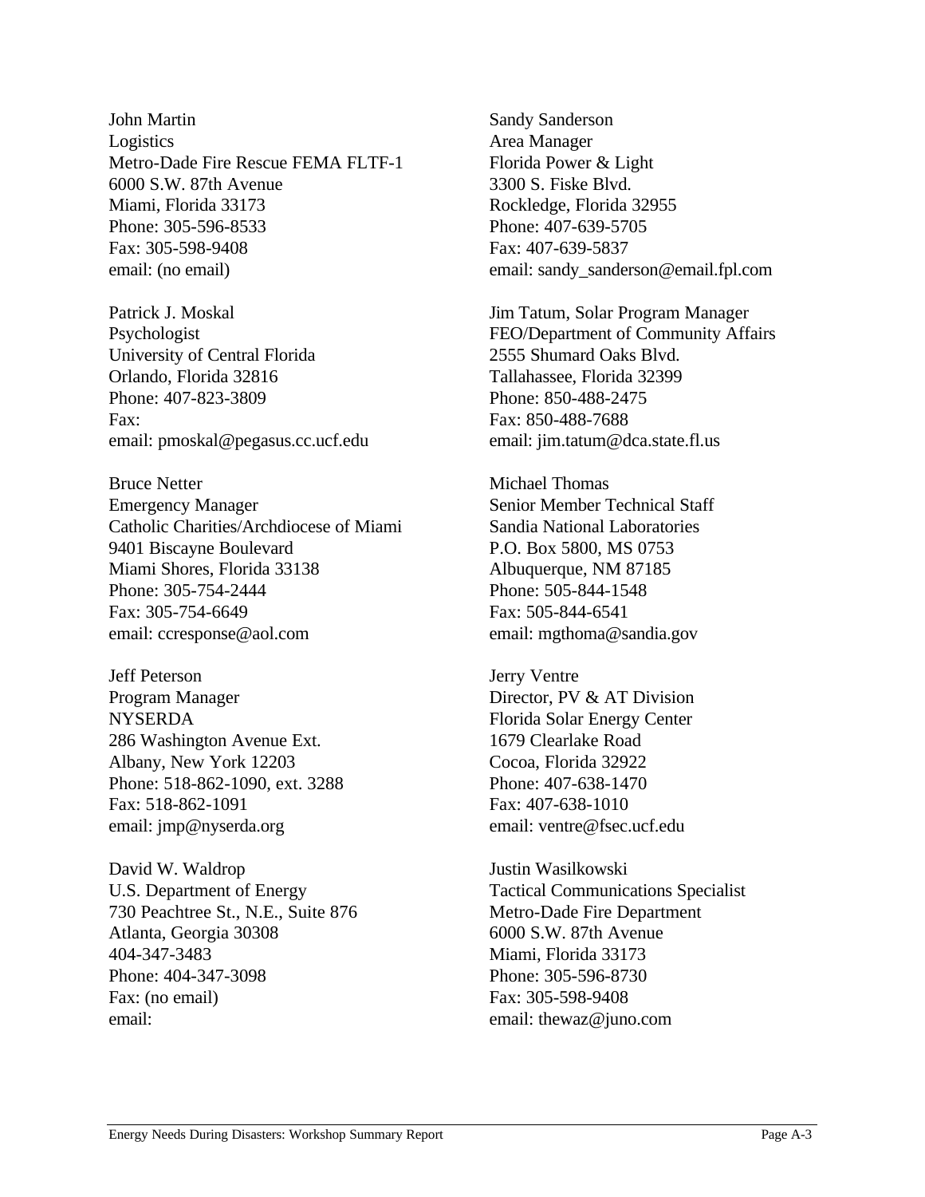John Martin
Logistics
Metro-Dade Fire Rescue FEMA FLTF-1
6000 S.W. 87th Avenue
Miami, Florida 33173
Phone: 305-596-8533
Fax: 305-598-9408
email: (no email)

Patrick J. Moskal
Psychologist
University of Central Florida
Orlando, Florida 32816
Phone: 407-823-3809
Fax:
email: pmoskal@pegasus.cc.ucf.edu

Bruce Netter
Emergency Manager
Catholic Charities/Archdiocese of Miami
9401 Biscayne Boulevard
Miami Shores, Florida 33138
Phone: 305-754-2444
Fax: 305-754-6649
email: ccresponse@aol.com

Jeff Peterson
Program Manager
NYSERDA
286 Washington Avenue Ext.
Albany, New York 12203
Phone: 518-862-1090, ext. 3288
Fax: 518-862-1091
email: jmp@nyserda.org

David W. Waldrop
U.S. Department of Energy
730 Peachtree St., N.E., Suite 876
Atlanta, Georgia 30308
404-347-3483
Phone: 404-347-3098
Fax: (no email)
email:

Sandy Sanderson
Area Manager
Florida Power & Light
3300 S. Fiske Blvd.
Rockledge, Florida 32955
Phone: 407-639-5705
Fax: 407-639-5837
email: sandy_sanderson@email.fpl.com

Jim Tatum, Solar Program Manager
FEO/Department of Community Affairs
2555 Shumard Oaks Blvd.
Tallahassee, Florida 32399
Phone: 850-488-2475
Fax: 850-488-7688
email: jim.tatum@dca.state.fl.us

Michael Thomas
Senior Member Technical Staff
Sandia National Laboratories
P.O. Box 5800, MS 0753
Albuquerque, NM 87185
Phone: 505-844-1548
Fax: 505-844-6541
email: mgthoma@sandia.gov

Jerry Ventre
Director, PV & AT Division
Florida Solar Energy Center
1679 Clearlake Road
Cocoa, Florida 32922
Phone: 407-638-1470
Fax: 407-638-1010
email: ventre@fsec.ucf.edu

Justin Wasilkowski
Tactical Communications Specialist
Metro-Dade Fire Department
6000 S.W. 87th Avenue
Miami, Florida 33173
Phone: 305-596-8730
Fax: 305-598-9408
email: thewaz@juno.com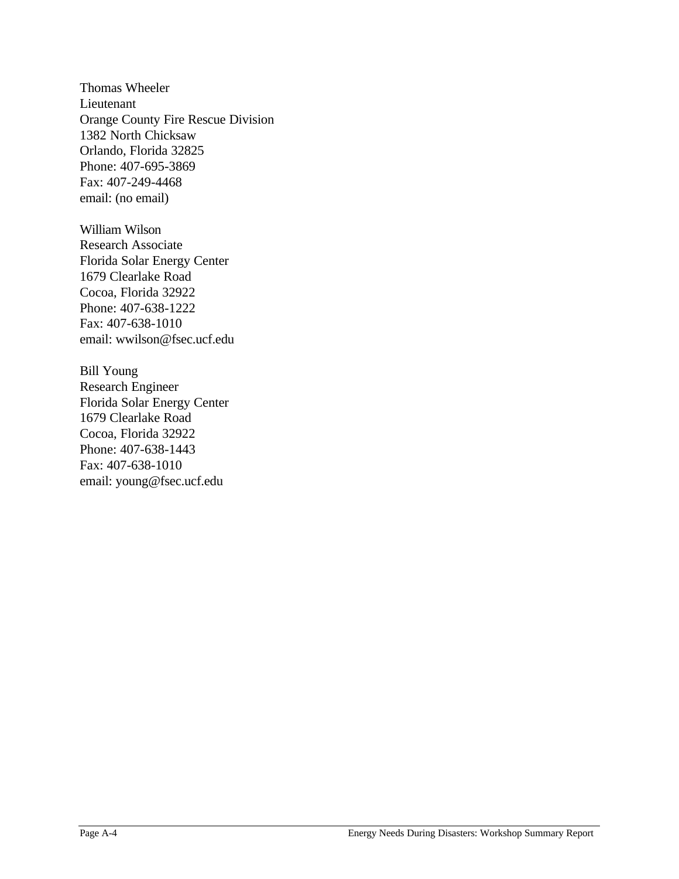Thomas Wheeler
Lieutenant
Orange County Fire Rescue Division
1382 North Chicksaw
Orlando, Florida 32825
Phone: 407-695-3869
Fax: 407-249-4468
email: (no email)

William Wilson
Research Associate
Florida Solar Energy Center
1679 Clearlake Road
Cocoa, Florida 32922
Phone: 407-638-1222
Fax: 407-638-1010
email: wwilson@fsec.ucf.edu

Bill Young
Research Engineer
Florida Solar Energy Center
1679 Clearlake Road
Cocoa, Florida 32922
Phone: 407-638-1443
Fax: 407-638-1010
email: young@fsec.ucf.edu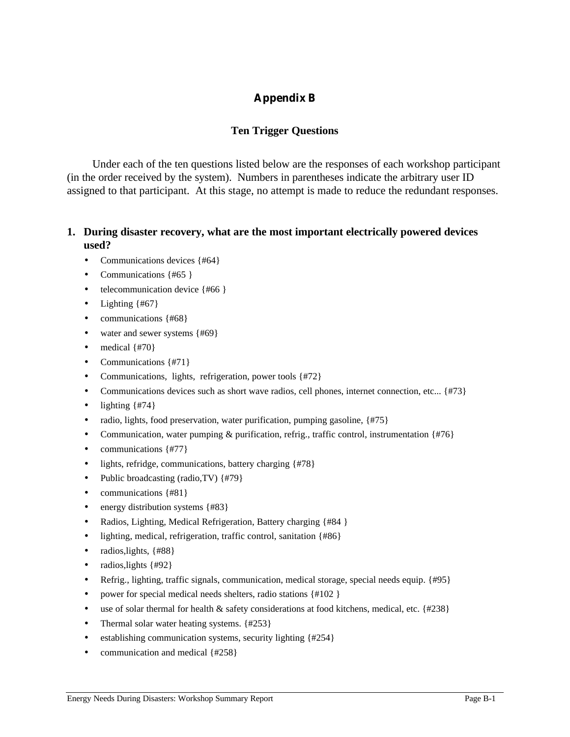# Appendix B

## Ten Trigger Questions

Under each of the ten questions listed below are the responses of each workshop participant (in the order received by the system). Numbers in parentheses indicate the arbitrary user ID assigned to that participant. At this stage, no attempt is made to reduce the redundant responses.

**1. During disaster recovery, what are the most important electrically powered devices used?**

- Communications devices {#64}
- Communications {#65 }
- telecommunication device {#66 }
- Lighting {#67}
- communications {#68}
- water and sewer systems {#69}
- medical {#70}
- Communications {#71}
- Communications, lights, refrigeration, power tools {#72}
- Communications devices such as short wave radios, cell phones, internet connection, etc... {#73}
- lighting {#74}
- radio, lights, food preservation, water purification, pumping gasoline, {#75}
- Communication, water pumping & purification, refrig., traffic control, instrumentation {#76}
- communications {#77}
- lights, refridge, communications, battery charging {#78}
- Public broadcasting (radio,TV) {#79}
- communications {#81}
- energy distribution systems {#83}
- Radios, Lighting, Medical Refrigeration, Battery charging {#84 }
- lighting, medical, refrigeration, traffic control, sanitation {#86}
- radios,lights, {#88}
- radios,lights {#92}
- Refrig., lighting, traffic signals, communication, medical storage, special needs equip. {#95}
- power for special medical needs shelters, radio stations {#102 }
- use of solar thermal for health & safety considerations at food kitchens, medical, etc. {#238}
- Thermal solar water heating systems. {#253}
- establishing communication systems, security lighting {#254}
- communication and medical {#258}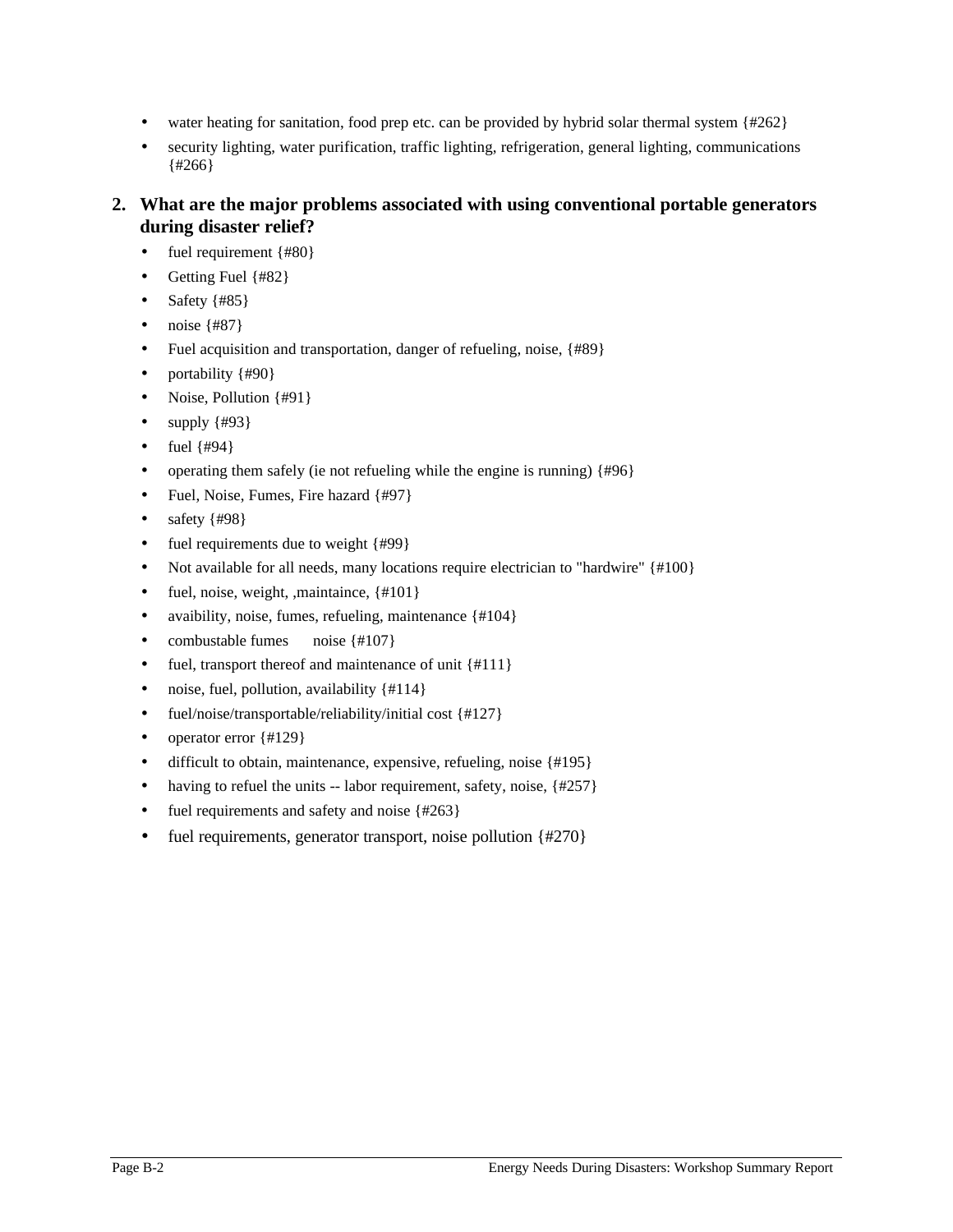- water heating for sanitation, food prep etc. can be provided by hybrid solar thermal system {#262}
- security lighting, water purification, traffic lighting, refrigeration, general lighting, communications {#266}

## 2. What are the major problems associated with using conventional portable generators during disaster relief?

- fuel requirement {#80}
- Getting Fuel {#82}
- Safety {#85}
- noise {#87}
- Fuel acquisition and transportation, danger of refueling, noise, {#89}
- portability {#90}
- Noise, Pollution {#91}
- supply {#93}
- fuel {#94}
- operating them safely (ie not refueling while the engine is running) {#96}
- Fuel, Noise, Fumes, Fire hazard {#97}
- safety {#98}
- fuel requirements due to weight {#99}
- Not available for all needs, many locations require electrician to "hardwire" {#100}
- fuel, noise, weight, ,maintaince, {#101}
- avaibility, noise, fumes, refueling, maintenance {#104}
- combustable fumes noise {#107}
- fuel, transport thereof and maintenance of unit {#111}
- noise, fuel, pollution, availability {#114}
- fuel/noise/transportable/reliability/initial cost {#127}
- operator error {#129}
- difficult to obtain, maintenance, expensive, refueling, noise {#195}
- having to refuel the units -- labor requirement, safety, noise, {#257}
- fuel requirements and safety and noise {#263}
- fuel requirements, generator transport, noise pollution {#270}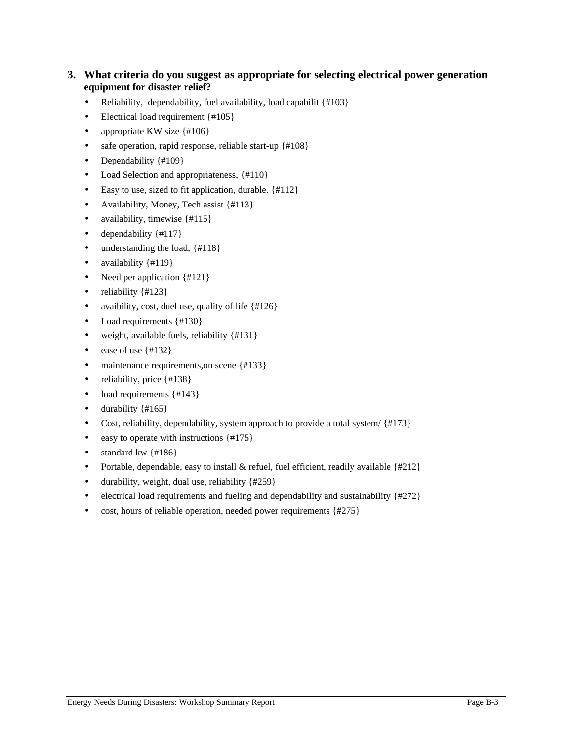3. **What criteria do you suggest as appropriate for selecting electrical power generation equipment for disaster relief?**

- Reliability,  dependability, fuel availability, load capabilit {#103}
- Electrical load requirement {#105}
- appropriate KW size {#106}
- safe operation, rapid response, reliable start-up {#108}
- Dependability {#109}
- Load Selection and appropriateness, {#110}
- Easy to use, sized to fit application, durable. {#112}
- Availability, Money, Tech assist {#113}
- availability, timewise {#115}
- dependability {#117}
- understanding the load, {#118}
- availability {#119}
- Need per application {#121}
- reliability {#123}
- avaibility, cost, duel use, quality of life {#126}
- Load requirements {#130}
- weight, available fuels, reliability {#131}
- ease of use {#132}
- maintenance requirements,on scene {#133}
- reliability, price {#138}
- load requirements {#143}
- durability {#165}
- Cost, reliability, dependability, system approach to provide a total system/ {#173}
- easy to operate with instructions {#175}
- standard kw {#186}
- Portable, dependable, easy to install & refuel, fuel efficient, readily available {#212}
- durability, weight, dual use, reliability {#259}
- electrical load requirements and fueling and dependability and sustainability {#272}
- cost, hours of reliable operation, needed power requirements {#275}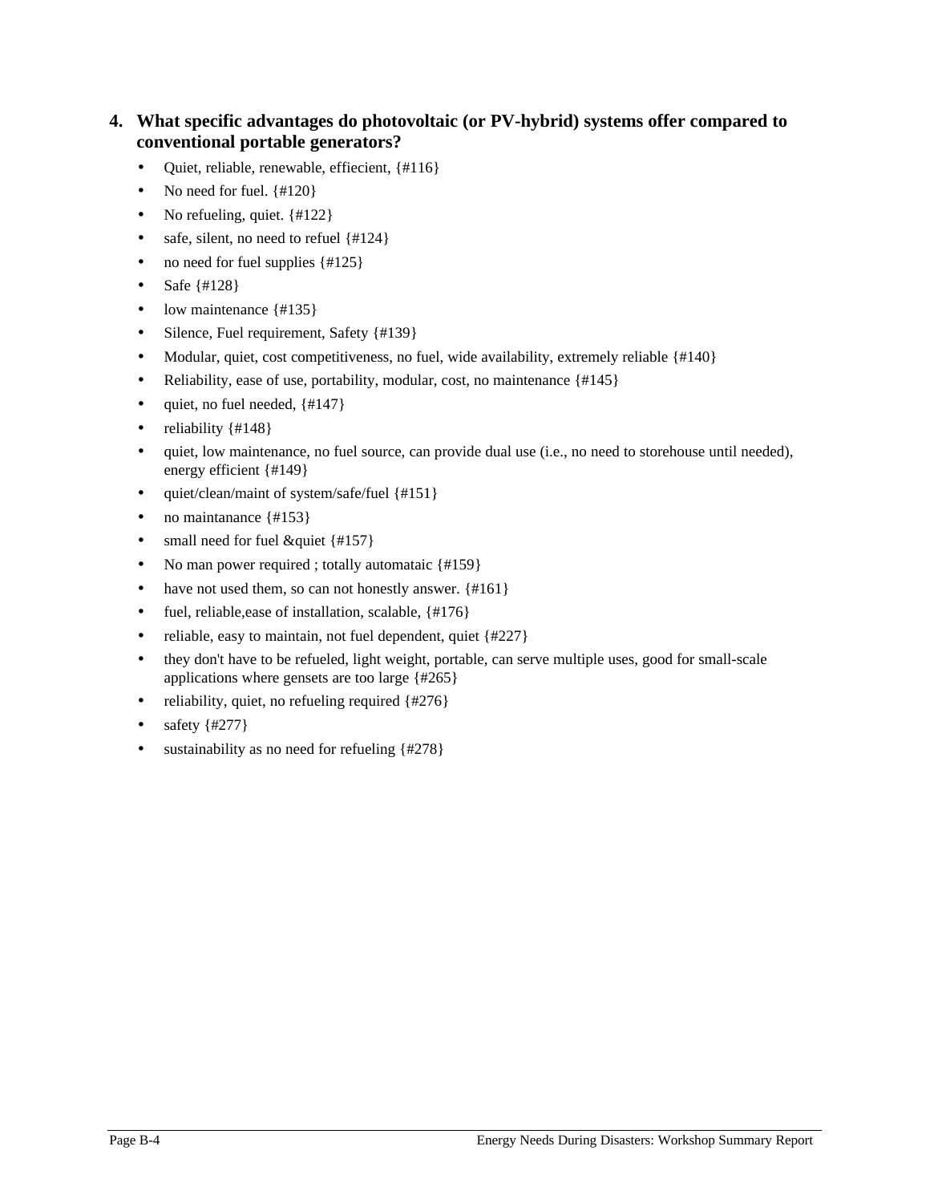4. **What specific advantages do photovoltaic (or PV-hybrid) systems offer compared to conventional portable generators?**

- Quiet, reliable, renewable, effiecient, {#116}
- No need for fuel. {#120}
- No refueling, quiet. {#122}
- safe, silent, no need to refuel {#124}
- no need for fuel supplies {#125}
- Safe {#128}
- low maintenance {#135}
- Silence, Fuel requirement, Safety {#139}
- Modular, quiet, cost competitiveness, no fuel, wide availability, extremely reliable {#140}
- Reliability, ease of use, portability, modular, cost, no maintenance {#145}
- quiet, no fuel needed, {#147}
- reliability {#148}
- quiet, low maintenance, no fuel source, can provide dual use (i.e., no need to storehouse until needed), energy efficient {#149}
- quiet/clean/maint of system/safe/fuel {#151}
- no maintanance {#153}
- small need for fuel &quiet {#157}
- No man power required ; totally automataic {#159}
- have not used them, so can not honestly answer. {#161}
- fuel, reliable,ease of installation, scalable, {#176}
- reliable, easy to maintain, not fuel dependent, quiet {#227}
- they don't have to be refueled, light weight, portable, can serve multiple uses, good for small-scale applications where gensets are too large {#265}
- reliability, quiet, no refueling required {#276}
- safety {#277}
- sustainability as no need for refueling {#278}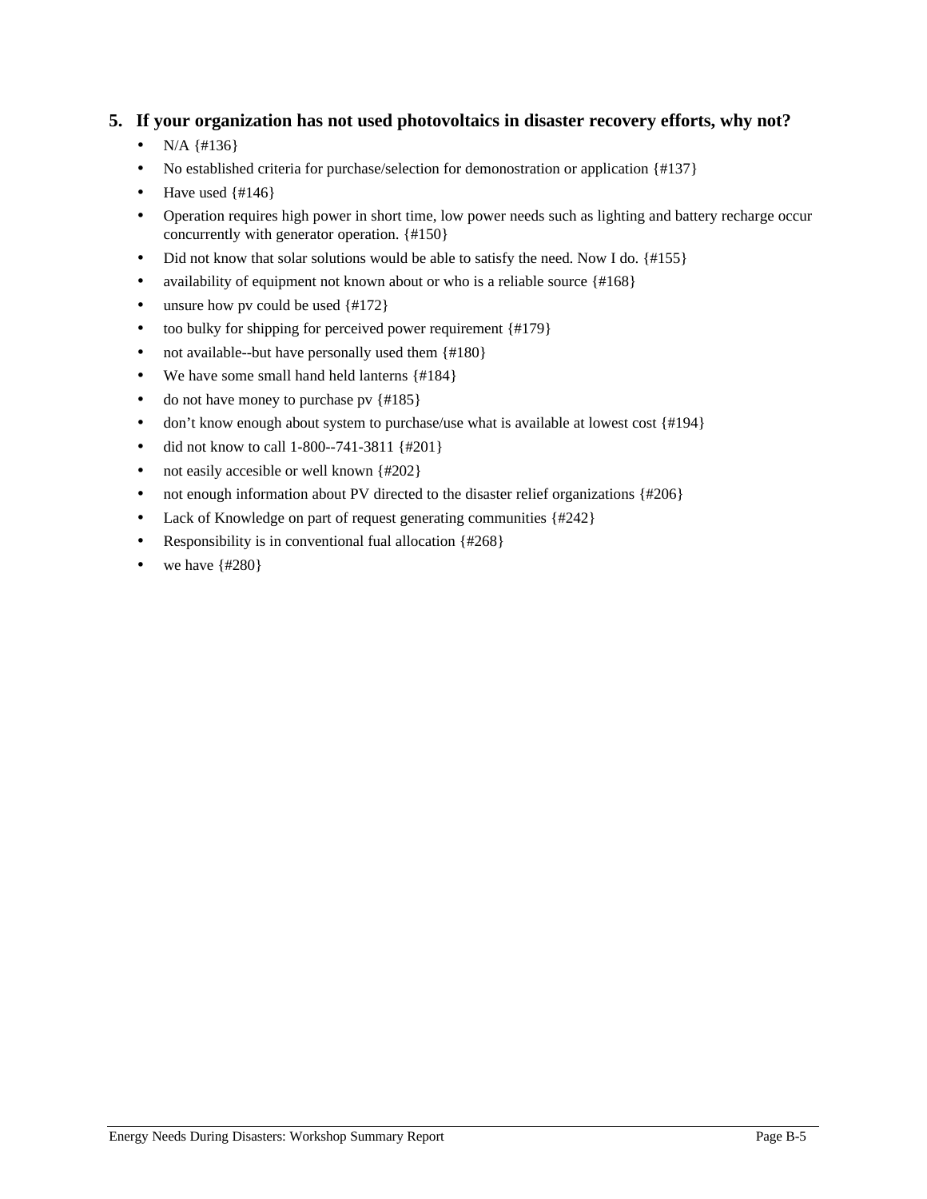## 5. If your organization has not used photovoltaics in disaster recovery efforts, why not?

- N/A {#136}
- No established criteria for purchase/selection for demonostration or application {#137}
- Have used {#146}
- Operation requires high power in short time, low power needs such as lighting and battery recharge occur concurrently with generator operation. {#150}
- Did not know that solar solutions would be able to satisfy the need. Now I do. {#155}
- availability of equipment not known about or who is a reliable source {#168}
- unsure how pv could be used {#172}
- too bulky for shipping for perceived power requirement {#179}
- not available--but have personally used them {#180}
- We have some small hand held lanterns {#184}
- do not have money to purchase pv {#185}
- don't know enough about system to purchase/use what is available at lowest cost {#194}
- did not know to call 1-800--741-3811 {#201}
- not easily accesible or well known {#202}
- not enough information about PV directed to the disaster relief organizations {#206}
- Lack of Knowledge on part of request generating communities {#242}
- Responsibility is in conventional fual allocation {#268}
- we have {#280}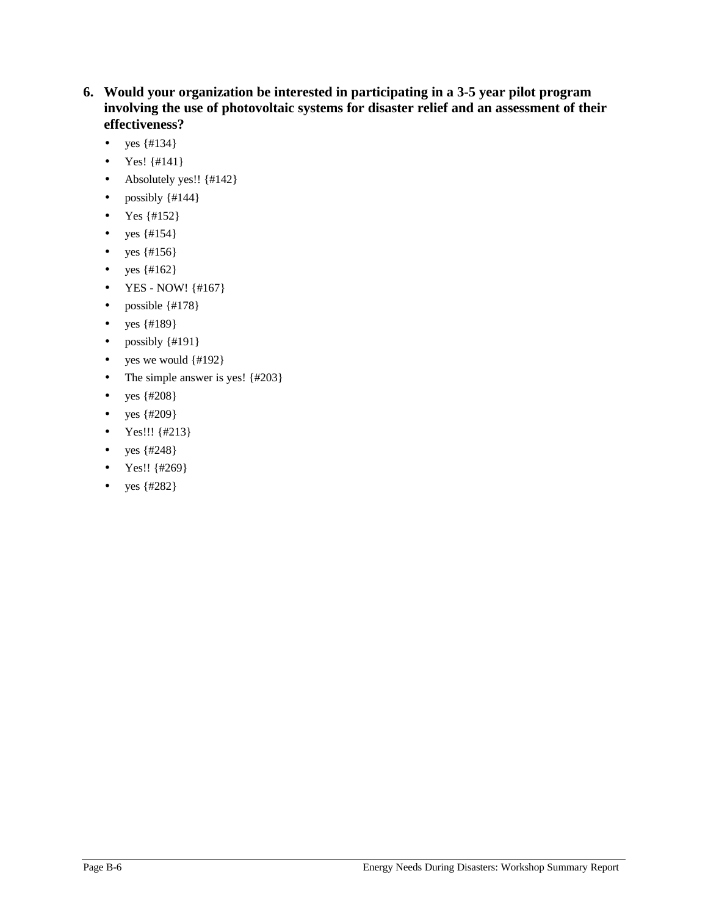**6. Would your organization be interested in participating in a 3-5 year pilot program involving the use of photovoltaic systems for disaster relief and an assessment of their effectiveness?**

- yes {#134}
- Yes! {#141}
- Absolutely yes!! {#142}
- possibly {#144}
- Yes {#152}
- yes {#154}
- yes {#156}
- yes {#162}
- YES - NOW! {#167}
- possible {#178}
- yes {#189}
- possibly {#191}
- yes we would {#192}
- The simple answer is yes! {#203}
- yes {#208}
- yes {#209}
- Yes!!! {#213}
- yes {#248}
- Yes!! {#269}
- yes {#282}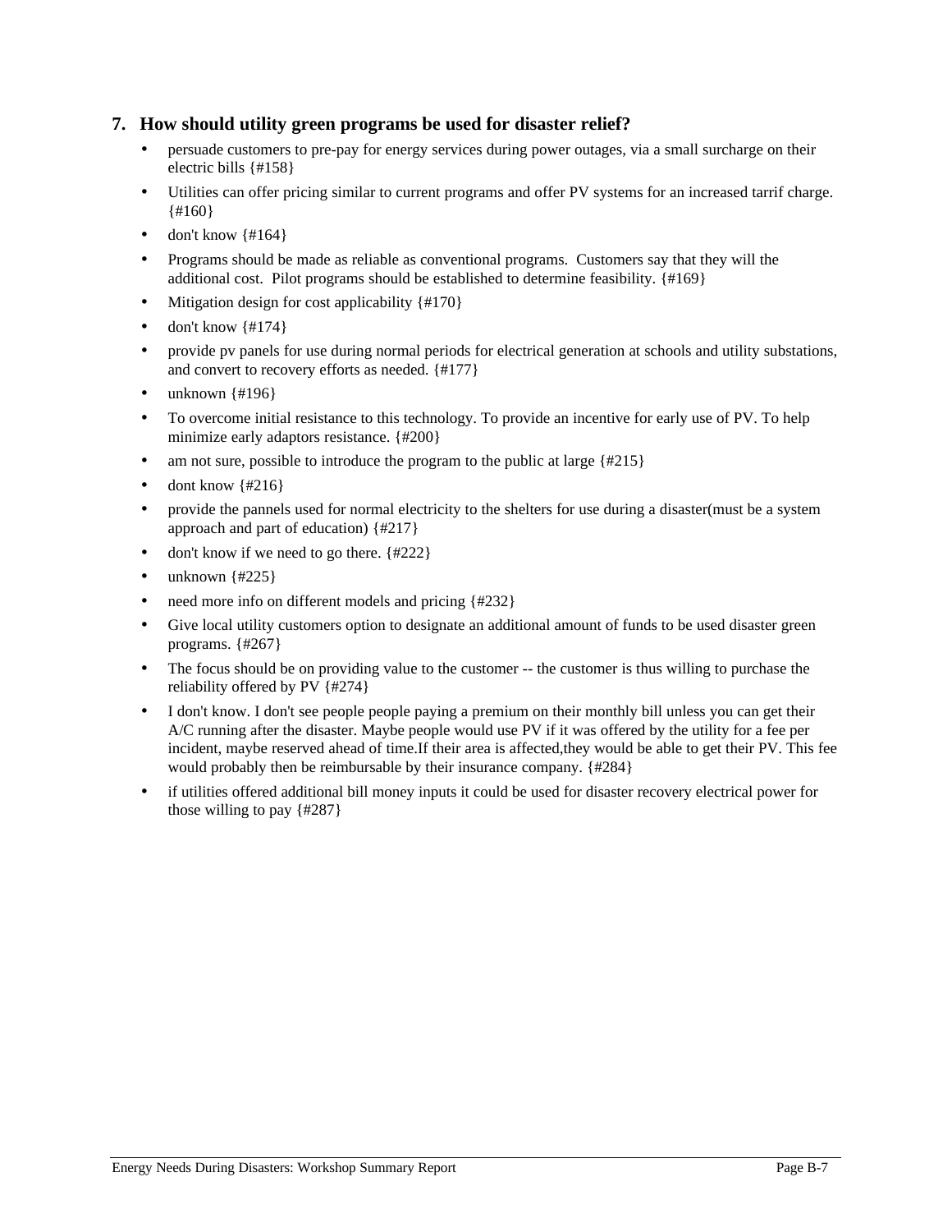## 7. How should utility green programs be used for disaster relief?

- persuade customers to pre-pay for energy services during power outages, via a small surcharge on their electric bills {#158}
- Utilities can offer pricing similar to current programs and offer PV systems for an increased tarrif charge. {#160}
- don't know {#164}
- Programs should be made as reliable as conventional programs.  Customers say that they will the additional cost.  Pilot programs should be established to determine feasibility. {#169}
- Mitigation design for cost applicability {#170}
- don't know {#174}
- provide pv panels for use during normal periods for electrical generation at schools and utility substations, and convert to recovery efforts as needed. {#177}
- unknown {#196}
- To overcome initial resistance to this technology. To provide an incentive for early use of PV. To help minimize early adaptors resistance. {#200}
- am not sure, possible to introduce the program to the public at large {#215}
- dont know {#216}
- provide the pannels used for normal electricity to the shelters for use during a disaster(must be a system approach and part of education) {#217}
- don't know if we need to go there. {#222}
- unknown {#225}
- need more info on different models and pricing {#232}
- Give local utility customers option to designate an additional amount of funds to be used disaster green programs. {#267}
- The focus should be on providing value to the customer -- the customer is thus willing to purchase the reliability offered by PV {#274}
- I don't know. I don't see people people paying a premium on their monthly bill unless you can get their A/C running after the disaster. Maybe people would use PV if it was offered by the utility for a fee per incident, maybe reserved ahead of time.If their area is affected,they would be able to get their PV. This fee would probably then be reimbursable by their insurance company. {#284}
- if utilities offered additional bill money inputs it could be used for disaster recovery electrical power for those willing to pay {#287}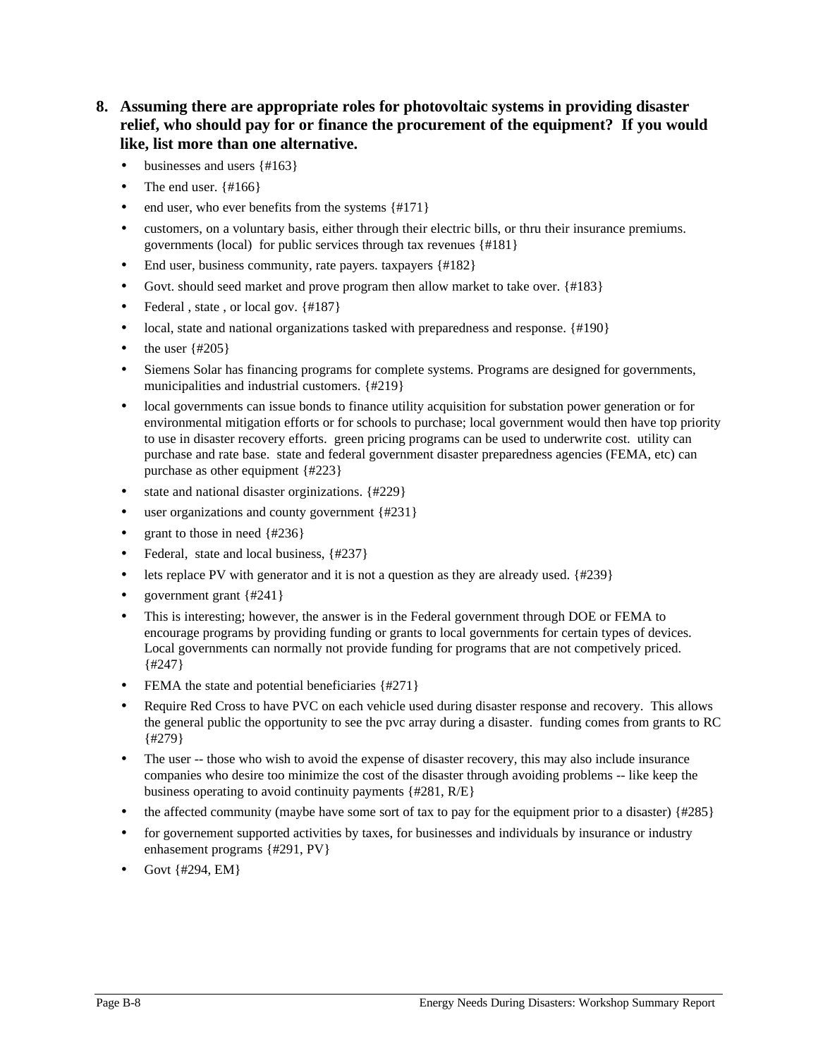**8. Assuming there are appropriate roles for photovoltaic systems in providing disaster relief, who should pay for or finance the procurement of the equipment? If you would like, list more than one alternative.**

- businesses and users {#163}
- The end user. {#166}
- end user, who ever benefits from the systems {#171}
- customers, on a voluntary basis, either through their electric bills, or thru their insurance premiums. governments (local) for public services through tax revenues {#181}
- End user, business community, rate payers. taxpayers {#182}
- Govt. should seed market and prove program then allow market to take over. {#183}
- Federal , state , or local gov. {#187}
- local, state and national organizations tasked with preparedness and response. {#190}
- the user {#205}
- Siemens Solar has financing programs for complete systems. Programs are designed for governments, municipalities and industrial customers. {#219}
- local governments can issue bonds to finance utility acquisition for substation power generation or for environmental mitigation efforts or for schools to purchase; local government would then have top priority to use in disaster recovery efforts. green pricing programs can be used to underwrite cost. utility can purchase and rate base. state and federal government disaster preparedness agencies (FEMA, etc) can purchase as other equipment {#223}
- state and national disaster orginizations. {#229}
- user organizations and county government {#231}
- grant to those in need {#236}
- Federal, state and local business, {#237}
- lets replace PV with generator and it is not a question as they are already used. {#239}
- government grant {#241}
- This is interesting; however, the answer is in the Federal government through DOE or FEMA to encourage programs by providing funding or grants to local governments for certain types of devices. Local governments can normally not provide funding for programs that are not competively priced. {#247}
- FEMA the state and potential beneficiaries {#271}
- Require Red Cross to have PVC on each vehicle used during disaster response and recovery. This allows the general public the opportunity to see the pvc array during a disaster. funding comes from grants to RC {#279}
- The user -- those who wish to avoid the expense of disaster recovery, this may also include insurance companies who desire too minimize the cost of the disaster through avoiding problems -- like keep the business operating to avoid continuity payments {#281, R/E}
- the affected community (maybe have some sort of tax to pay for the equipment prior to a disaster) {#285}
- for governement supported activities by taxes, for businesses and individuals by insurance or industry enhasement programs {#291, PV}
- Govt {#294, EM}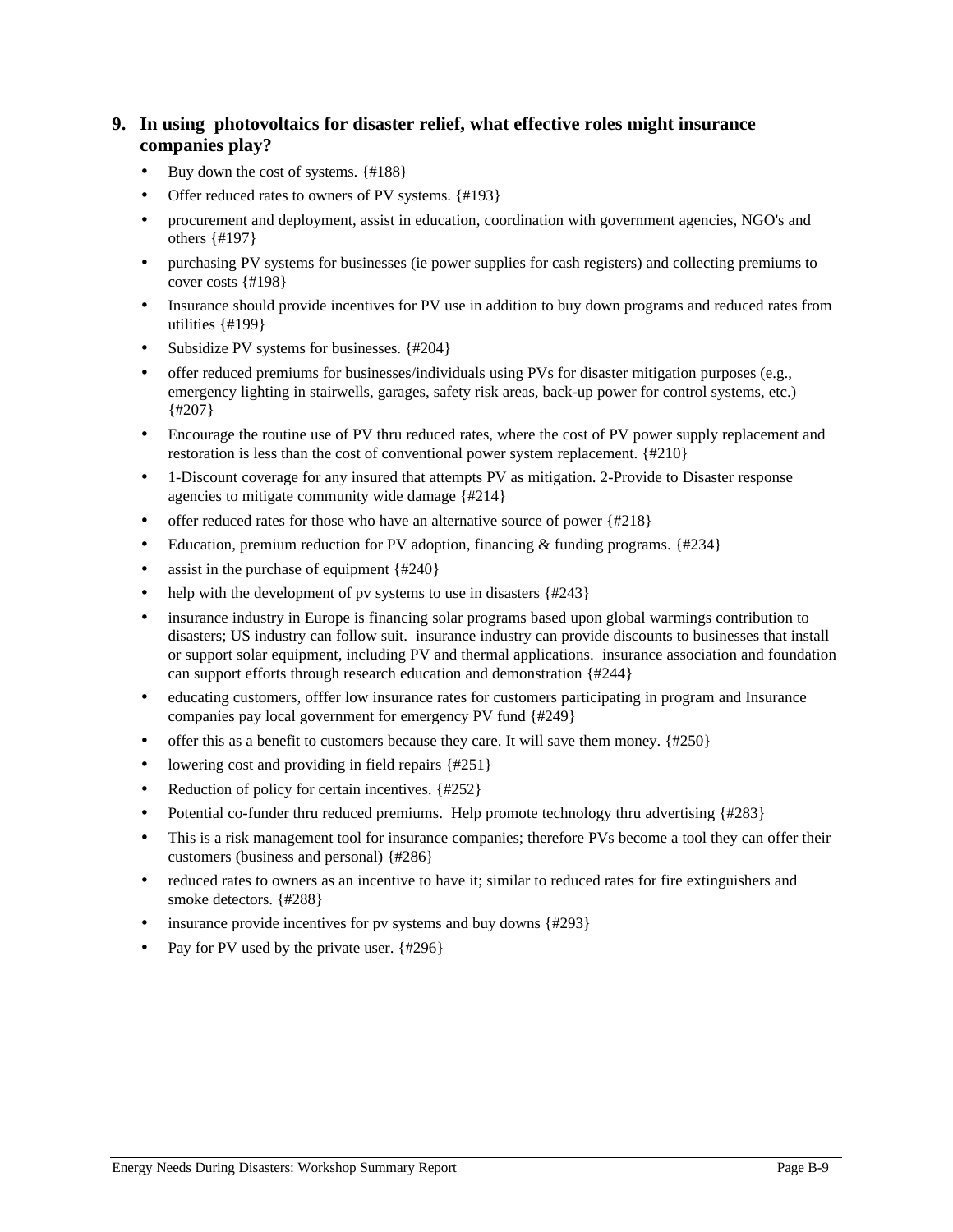## 9. In using photovoltaics for disaster relief, what effective roles might insurance companies play?

- Buy down the cost of systems. {#188}
- Offer reduced rates to owners of PV systems. {#193}
- procurement and deployment, assist in education, coordination with government agencies, NGO's and others {#197}
- purchasing PV systems for businesses (ie power supplies for cash registers) and collecting premiums to cover costs {#198}
- Insurance should provide incentives for PV use in addition to buy down programs and reduced rates from utilities {#199}
- Subsidize PV systems for businesses. {#204}
- offer reduced premiums for businesses/individuals using PVs for disaster mitigation purposes (e.g., emergency lighting in stairwells, garages, safety risk areas, back-up power for control systems, etc.) {#207}
- Encourage the routine use of PV thru reduced rates, where the cost of PV power supply replacement and restoration is less than the cost of conventional power system replacement. {#210}
- 1-Discount coverage for any insured that attempts PV as mitigation. 2-Provide to Disaster response agencies to mitigate community wide damage {#214}
- offer reduced rates for those who have an alternative source of power {#218}
- Education, premium reduction for PV adoption, financing & funding programs. {#234}
- assist in the purchase of equipment {#240}
- help with the development of pv systems to use in disasters {#243}
- insurance industry in Europe is financing solar programs based upon global warmings contribution to disasters; US industry can follow suit. insurance industry can provide discounts to businesses that install or support solar equipment, including PV and thermal applications. insurance association and foundation can support efforts through research education and demonstration {#244}
- educating customers, offfer low insurance rates for customers participating in program and Insurance companies pay local government for emergency PV fund {#249}
- offer this as a benefit to customers because they care. It will save them money. {#250}
- lowering cost and providing in field repairs {#251}
- Reduction of policy for certain incentives. {#252}
- Potential co-funder thru reduced premiums. Help promote technology thru advertising {#283}
- This is a risk management tool for insurance companies; therefore PVs become a tool they can offer their customers (business and personal) {#286}
- reduced rates to owners as an incentive to have it; similar to reduced rates for fire extinguishers and smoke detectors. {#288}
- insurance provide incentives for pv systems and buy downs {#293}
- Pay for PV used by the private user. {#296}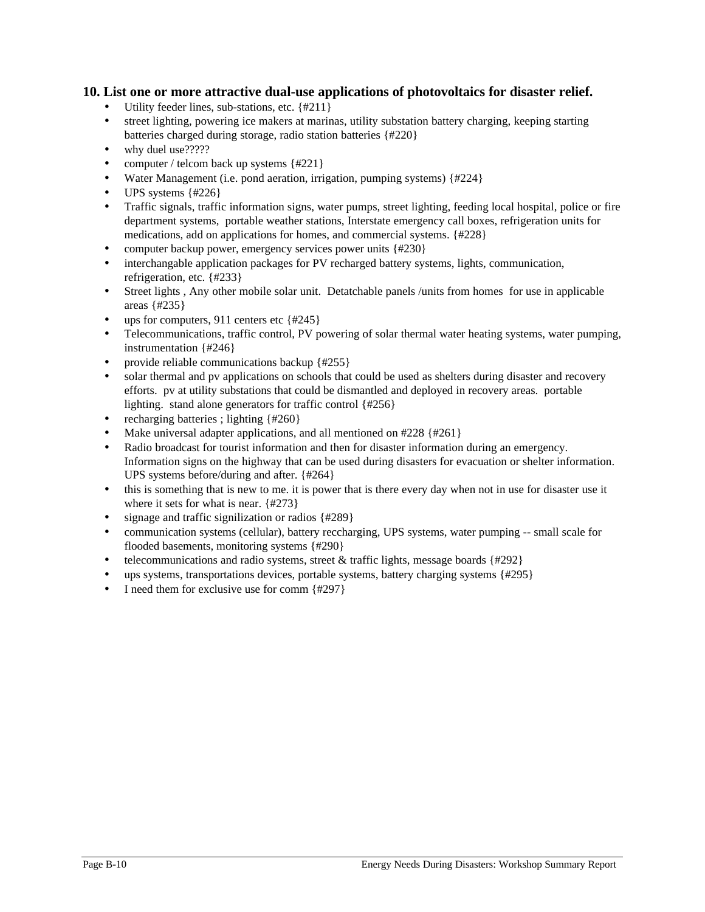## 10. List one or more attractive dual-use applications of photovoltaics for disaster relief.

- Utility feeder lines, sub-stations, etc. {#211}
- street lighting, powering ice makers at marinas, utility substation battery charging, keeping starting batteries charged during storage, radio station batteries {#220}
- why duel use?????
- computer / telcom back up systems {#221}
- Water Management (i.e. pond aeration, irrigation, pumping systems) {#224}
- UPS systems {#226}
- Traffic signals, traffic information signs, water pumps, street lighting, feeding local hospital, police or fire department systems, portable weather stations, Interstate emergency call boxes, refrigeration units for medications, add on applications for homes, and commercial systems. {#228}
- computer backup power, emergency services power units {#230}
- interchangable application packages for PV recharged battery systems, lights, communication, refrigeration, etc. {#233}
- Street lights , Any other mobile solar unit. Detatchable panels /units from homes for use in applicable areas {#235}
- ups for computers, 911 centers etc {#245}
- Telecommunications, traffic control, PV powering of solar thermal water heating systems, water pumping, instrumentation {#246}
- provide reliable communications backup {#255}
- solar thermal and pv applications on schools that could be used as shelters during disaster and recovery efforts. pv at utility substations that could be dismantled and deployed in recovery areas. portable lighting. stand alone generators for traffic control {#256}
- recharging batteries ; lighting {#260}
- Make universal adapter applications, and all mentioned on #228 {#261}
- Radio broadcast for tourist information and then for disaster information during an emergency. Information signs on the highway that can be used during disasters for evacuation or shelter information. UPS systems before/during and after. {#264}
- this is something that is new to me. it is power that is there every day when not in use for disaster use it where it sets for what is near. {#273}
- signage and traffic signilization or radios {#289}
- communication systems (cellular), battery reccharging, UPS systems, water pumping -- small scale for flooded basements, monitoring systems {#290}
- telecommunications and radio systems, street & traffic lights, message boards {#292}
- ups systems, transportations devices, portable systems, battery charging systems {#295}
- I need them for exclusive use for comm {#297}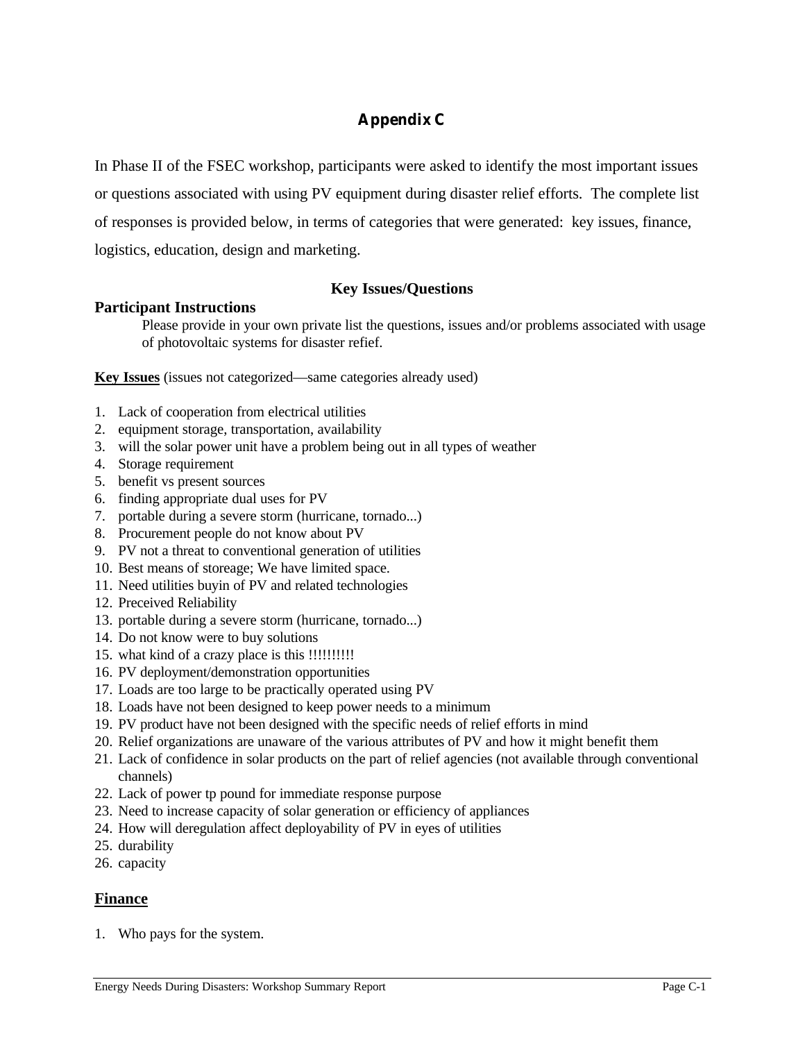# Appendix C

In Phase II of the FSEC workshop, participants were asked to identify the most important issues or questions associated with using PV equipment during disaster relief efforts. The complete list of responses is provided below, in terms of categories that were generated: key issues, finance, logistics, education, design and marketing.

### Key Issues/Questions

### Participant Instructions

Please provide in your own private list the questions, issues and/or problems associated with usage of photovoltaic systems for disaster refief.

**Key Issues** (issues not categorized—same categories already used)

1. Lack of cooperation from electrical utilities
2. equipment storage, transportation, availability
3. will the solar power unit have a problem being out in all types of weather
4. Storage requirement
5. benefit vs present sources
6. finding appropriate dual uses for PV
7. portable during a severe storm (hurricane, tornado...)
8. Procurement people do not know about PV
9. PV not a threat to conventional generation of utilities
10. Best means of storeage; We have limited space.
11. Need utilities buyin of PV and related technologies
12. Preceived Reliability
13. portable during a severe storm (hurricane, tornado...)
14. Do not know were to buy solutions
15. what kind of a crazy place is this !!!!!!!!!!
16. PV deployment/demonstration opportunities
17. Loads are too large to be practically operated using PV
18. Loads have not been designed to keep power needs to a minimum
19. PV product have not been designed with the specific needs of relief efforts in mind
20. Relief organizations are unaware of the various attributes of PV and how it might benefit them
21. Lack of confidence in solar products on the part of relief agencies (not available through conventional channels)
22. Lack of power tp pound for immediate response purpose
23. Need to increase capacity of solar generation or efficiency of appliances
24. How will deregulation affect deployability of PV in eyes of utilities
25. durability
26. capacity

## Finance

1. Who pays for the system.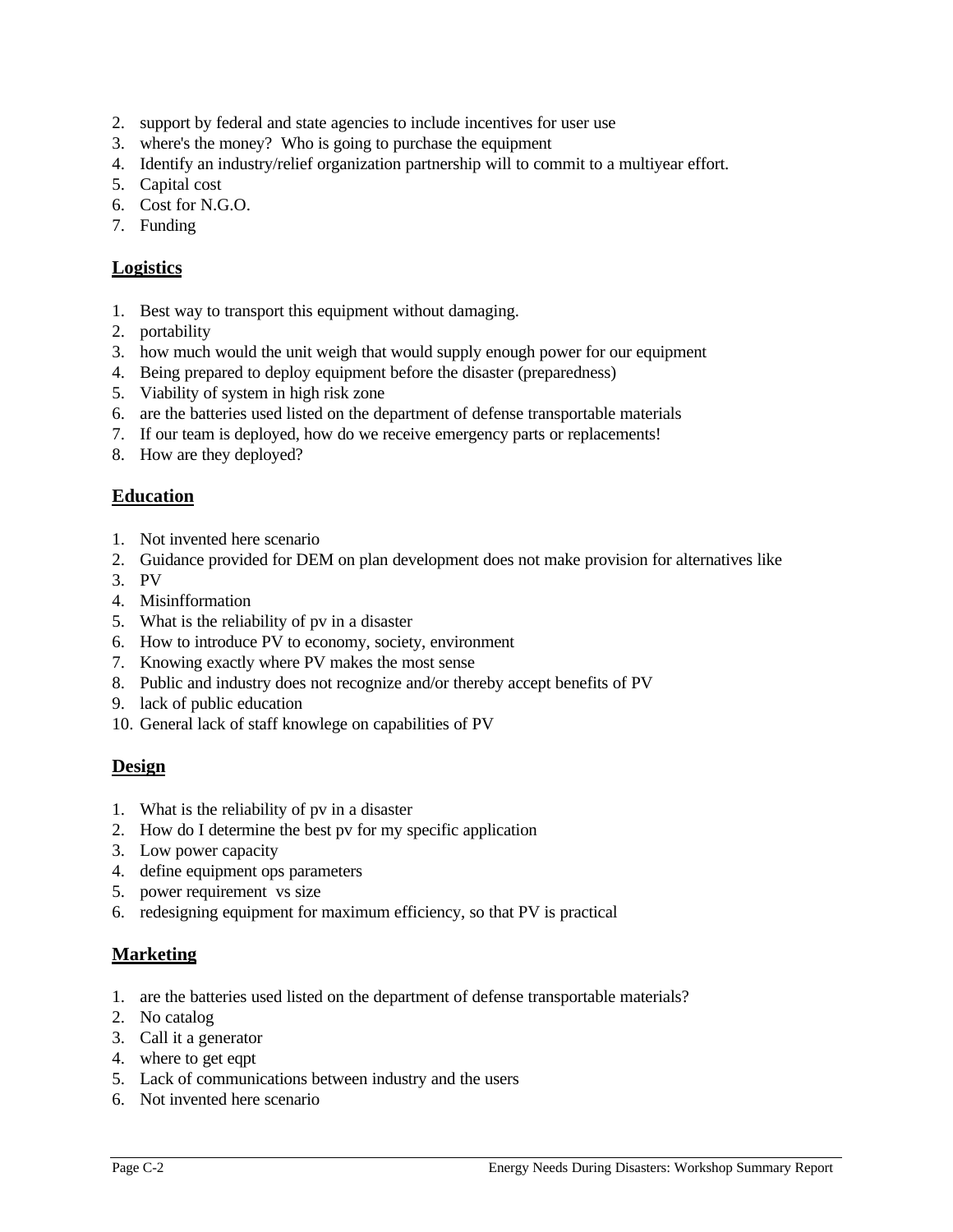2. support by federal and state agencies to include incentives for user use
3. where's the money?  Who is going to purchase the equipment
4. Identify an industry/relief organization partnership will to commit to a multiyear effort.
5. Capital cost
6. Cost for N.G.O.
7. Funding

## Logistics

1. Best way to transport this equipment without damaging.
2. portability
3. how much would the unit weigh that would supply enough power for our equipment
4. Being prepared to deploy equipment before the disaster (preparedness)
5. Viability of system in high risk zone
6. are the batteries used listed on the department of defense transportable materials
7. If our team is deployed, how do we receive emergency parts or replacements!
8. How are they deployed?

## Education

1. Not invented here scenario
2. Guidance provided for DEM on plan development does not make provision for alternatives like
3. PV
4. Misinfformation
5. What is the reliability of pv in a disaster
6. How to introduce PV to economy, society, environment
7. Knowing exactly where PV makes the most sense
8. Public and industry does not recognize and/or thereby accept benefits of PV
9. lack of public education
10. General lack of staff knowlege on capabilities of PV

## Design

1. What is the reliability of pv in a disaster
2. How do I determine the best pv for my specific application
3. Low power capacity
4. define equipment ops parameters
5. power requirement  vs size
6. redesigning equipment for maximum efficiency, so that PV is practical

## Marketing

1. are the batteries used listed on the department of defense transportable materials?
2. No catalog
3. Call it a generator
4. where to get eqpt
5. Lack of communications between industry and the users
6. Not invented here scenario